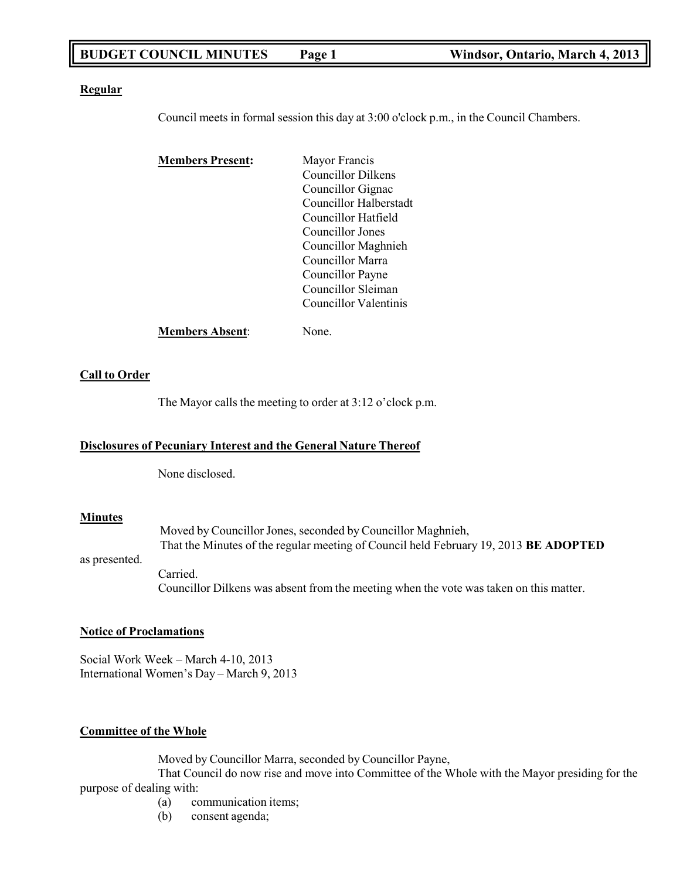**Regular**

Council meets in formal session this day at 3:00 o'clock p.m., in the Council Chambers.

**Members Present:**

Mayor Francis
Councillor Dilkens
Councillor Gignac
Councillor Halberstadt
Councillor Hatfield
Councillor Jones
Councillor Maghnieh
Councillor Marra
Councillor Payne
Councillor Sleiman
Councillor Valentinis

**Members Absent**: None.

**Call to Order**

The Mayor calls the meeting to order at 3:12 o'clock p.m.

**Disclosures of Pecuniary Interest and the General Nature Thereof**

None disclosed.

**Minutes**

Moved by Councillor Jones, seconded by Councillor Maghnieh,
That the Minutes of the regular meeting of Council held February 19, 2013 **BE ADOPTED** as presented.
Carried.
Councillor Dilkens was absent from the meeting when the vote was taken on this matter.

**Notice of Proclamations**

Social Work Week – March 4-10, 2013
International Women's Day – March 9, 2013

**Committee of the Whole**

Moved by Councillor Marra, seconded by Councillor Payne,
That Council do now rise and move into Committee of the Whole with the Mayor presiding for the purpose of dealing with:

(a) communication items;
(b) consent agenda;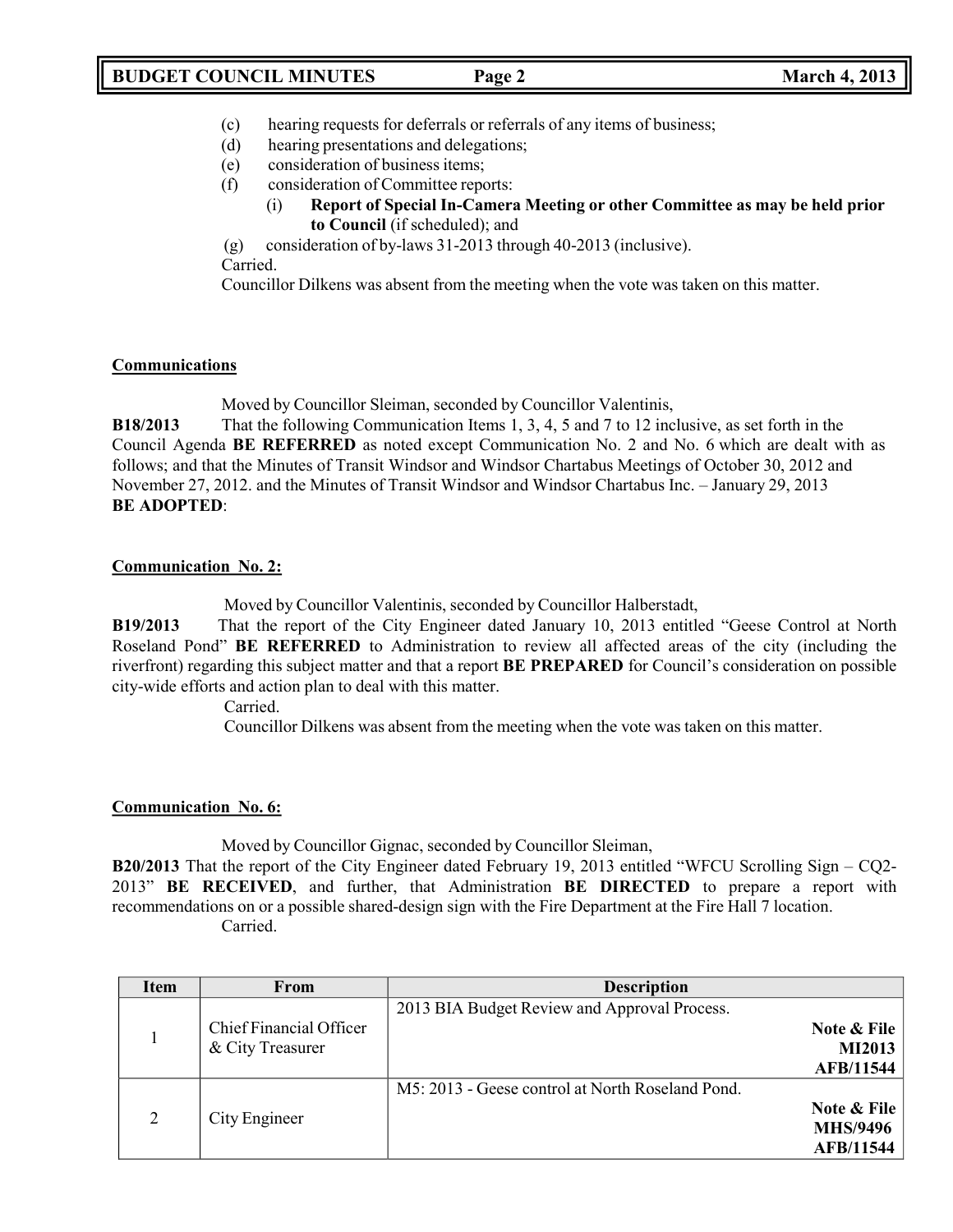(c) hearing requests for deferrals or referrals of any items of business;
(d) hearing presentations and delegations;
(e) consideration of business items;
(f) consideration of Committee reports:
  (i) **Report of Special In-Camera Meeting or other Committee as may be held prior to Council** (if scheduled); and
(g) consideration of by-laws 31-2013 through 40-2013 (inclusive).

Carried.

Councillor Dilkens was absent from the meeting when the vote was taken on this matter.

**Communications**

Moved by Councillor Sleiman, seconded by Councillor Valentinis,

**B18/2013** That the following Communication Items 1, 3, 4, 5 and 7 to 12 inclusive, as set forth in the Council Agenda **BE REFERRED** as noted except Communication No. 2 and No. 6 which are dealt with as follows; and that the Minutes of Transit Windsor and Windsor Chartabus Meetings of October 30, 2012 and November 27, 2012. and the Minutes of Transit Windsor and Windsor Chartabus Inc. – January 29, 2013 **BE ADOPTED**:

**Communication No. 2:**

Moved by Councillor Valentinis, seconded by Councillor Halberstadt,

**B19/2013** That the report of the City Engineer dated January 10, 2013 entitled "Geese Control at North Roseland Pond" **BE REFERRED** to Administration to review all affected areas of the city (including the riverfront) regarding this subject matter and that a report **BE PREPARED** for Council's consideration on possible city-wide efforts and action plan to deal with this matter.

Carried.

Councillor Dilkens was absent from the meeting when the vote was taken on this matter.

**Communication No. 6:**

Moved by Councillor Gignac, seconded by Councillor Sleiman,

**B20/2013** That the report of the City Engineer dated February 19, 2013 entitled "WFCU Scrolling Sign – CQ2-2013" **BE RECEIVED**, and further, that Administration **BE DIRECTED** to prepare a report with recommendations on or a possible shared-design sign with the Fire Department at the Fire Hall 7 location.

Carried.

| Item | From | Description |
|---|---|---|
| 1 | Chief Financial Officer & City Treasurer | 2013 BIA Budget Review and Approval Process. **Note & File** **MI2013** **AFB/11544** |
| 2 | City Engineer | M5: 2013 - Geese control at North Roseland Pond. **Note & File** **MHS/9496** **AFB/11544** |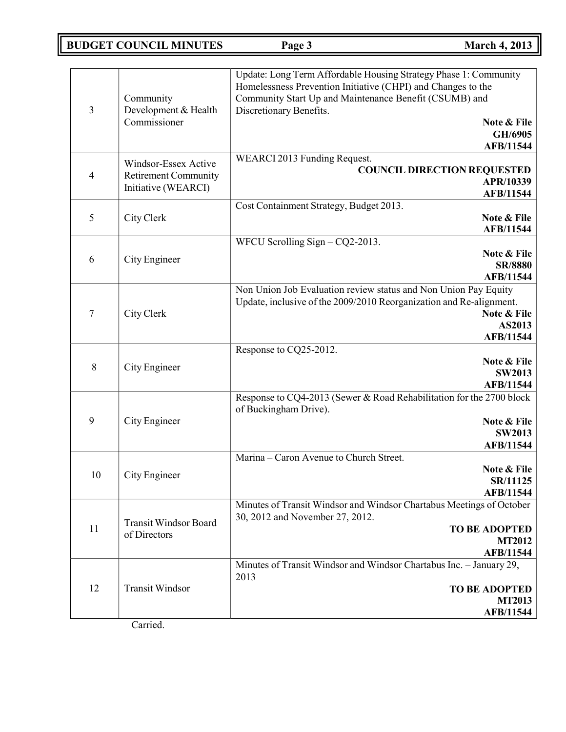| | | |
|---|---|---|
| 3 | Community Development & Health Commissioner | Update: Long Term Affordable Housing Strategy Phase 1: Community Homelessness Prevention Initiative (CHPI) and Changes to the Community Start Up and Maintenance Benefit (CSUMB) and Discretionary Benefits. **Note & File** **GH/6905** **AFB/11544** |
| 4 | Windsor-Essex Active Retirement Community Initiative (WEARCI) | WEARCI 2013 Funding Request. **COUNCIL DIRECTION REQUESTED** **APR/10339** **AFB/11544** |
| 5 | City Clerk | Cost Containment Strategy, Budget 2013. **Note & File** **AFB/11544** |
| 6 | City Engineer | WFCU Scrolling Sign – CQ2-2013. **Note & File** **SR/8880** **AFB/11544** |
| 7 | City Clerk | Non Union Job Evaluation review status and Non Union Pay Equity Update, inclusive of the 2009/2010 Reorganization and Re-alignment. **Note & File** **AS2013** **AFB/11544** |
| 8 | City Engineer | Response to CQ25-2012. **Note & File** **SW2013** **AFB/11544** |
| 9 | City Engineer | Response to CQ4-2013 (Sewer & Road Rehabilitation for the 2700 block of Buckingham Drive). **Note & File** **SW2013** **AFB/11544** |
| 10 | City Engineer | Marina – Caron Avenue to Church Street. **Note & File** **SR/11125** **AFB/11544** |
| 11 | Transit Windsor Board of Directors | Minutes of Transit Windsor and Windsor Chartabus Meetings of October 30, 2012 and November 27, 2012. **TO BE ADOPTED** **MT2012** **AFB/11544** |
| 12 | Transit Windsor | Minutes of Transit Windsor and Windsor Chartabus Inc. – January 29, 2013 **TO BE ADOPTED** **MT2013** **AFB/11544** |

Carried.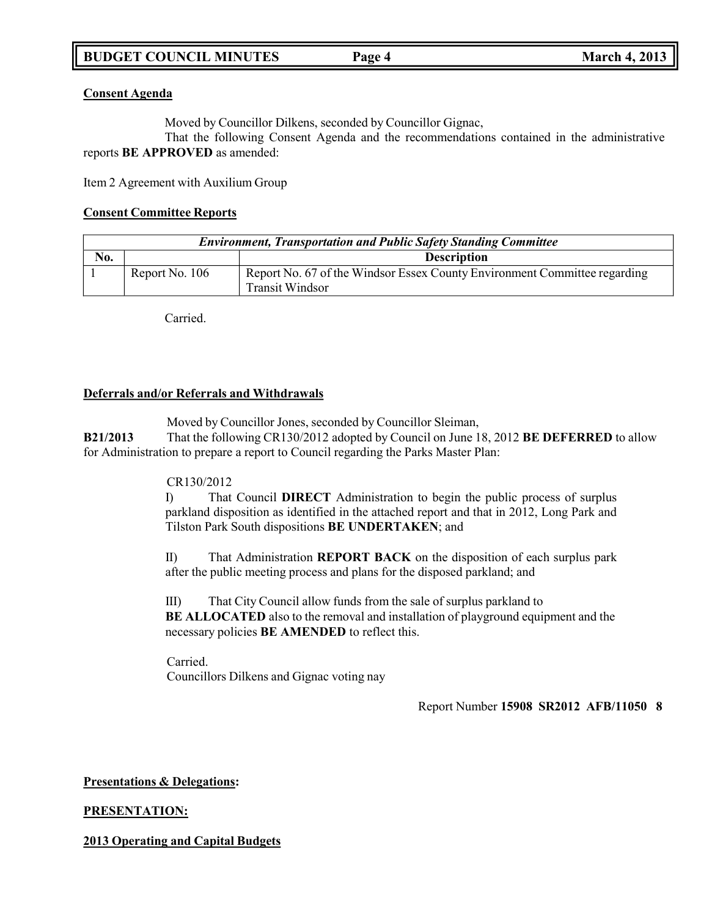**Consent Agenda**

Moved by Councillor Dilkens, seconded by Councillor Gignac,

That the following Consent Agenda and the recommendations contained in the administrative reports **BE APPROVED** as amended:

Item 2 Agreement with Auxilium Group

**Consent Committee Reports**

| *Environment, Transportation and Public Safety Standing Committee* | | |
|---|---|---|
| **No.** | | **Description** |
| 1 | Report No. 106 | Report No. 67 of the Windsor Essex County Environment Committee regarding Transit Windsor |

Carried.

**Deferrals and/or Referrals and Withdrawals**

Moved by Councillor Jones, seconded by Councillor Sleiman,

**B21/2013** That the following CR130/2012 adopted by Council on June 18, 2012 **BE DEFERRED** to allow for Administration to prepare a report to Council regarding the Parks Master Plan:

CR130/2012

I) That Council **DIRECT** Administration to begin the public process of surplus parkland disposition as identified in the attached report and that in 2012, Long Park and Tilston Park South dispositions **BE UNDERTAKEN**; and

II) That Administration **REPORT BACK** on the disposition of each surplus park after the public meeting process and plans for the disposed parkland; and

III) That City Council allow funds from the sale of surplus parkland to **BE ALLOCATED** also to the removal and installation of playground equipment and the necessary policies **BE AMENDED** to reflect this.

Carried.
Councillors Dilkens and Gignac voting nay

Report Number **15908 SR2012 AFB/11050 8**

**Presentations & Delegations:**

**PRESENTATION:**

**2013 Operating and Capital Budgets**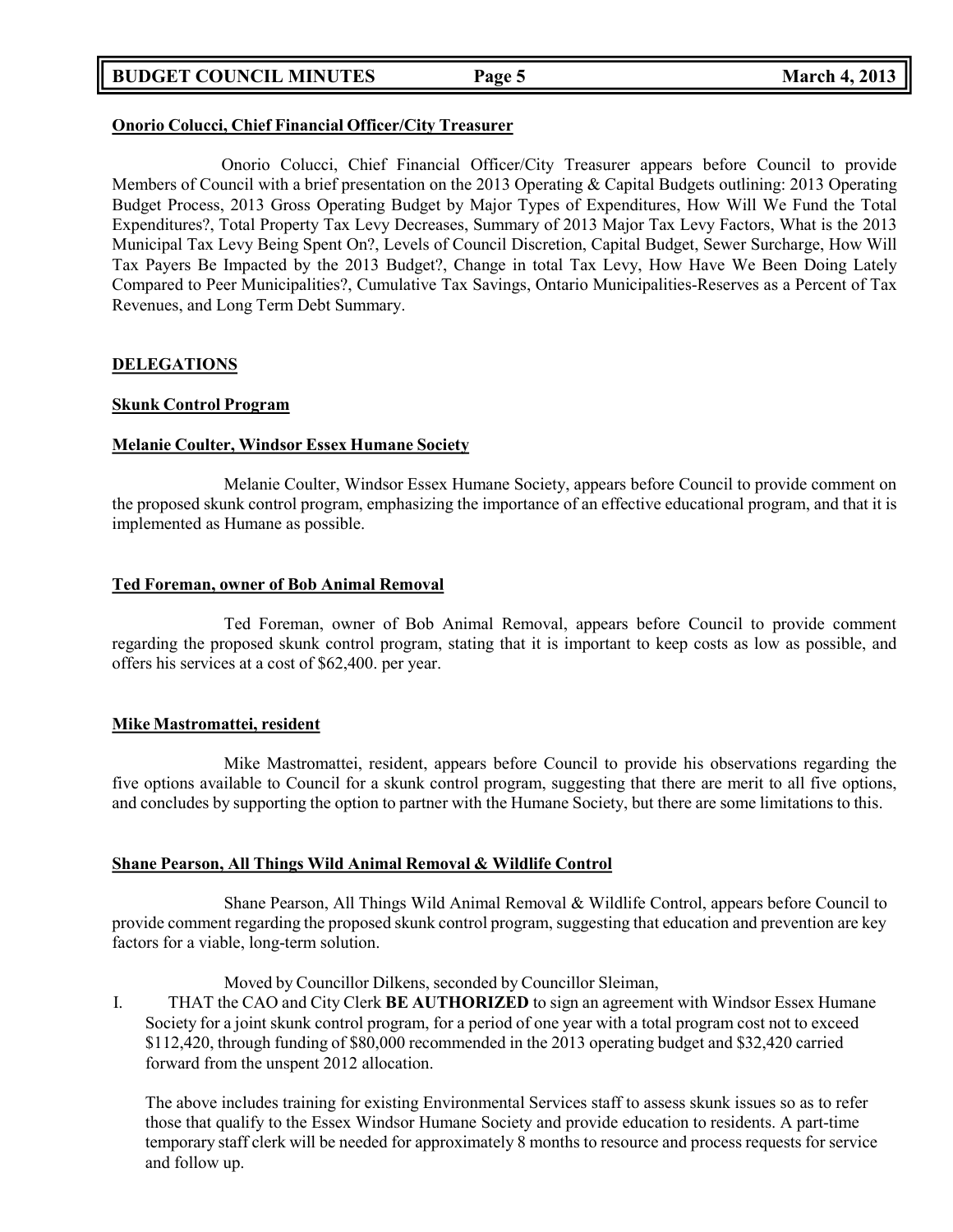**Onorio Colucci, Chief Financial Officer/City Treasurer**

Onorio Colucci, Chief Financial Officer/City Treasurer appears before Council to provide Members of Council with a brief presentation on the 2013 Operating & Capital Budgets outlining: 2013 Operating Budget Process, 2013 Gross Operating Budget by Major Types of Expenditures, How Will We Fund the Total Expenditures?, Total Property Tax Levy Decreases, Summary of 2013 Major Tax Levy Factors, What is the 2013 Municipal Tax Levy Being Spent On?, Levels of Council Discretion, Capital Budget, Sewer Surcharge, How Will Tax Payers Be Impacted by the 2013 Budget?, Change in total Tax Levy, How Have We Been Doing Lately Compared to Peer Municipalities?, Cumulative Tax Savings, Ontario Municipalities-Reserves as a Percent of Tax Revenues, and Long Term Debt Summary.

**DELEGATIONS**

**Skunk Control Program**

**Melanie Coulter, Windsor Essex Humane Society**

Melanie Coulter, Windsor Essex Humane Society, appears before Council to provide comment on the proposed skunk control program, emphasizing the importance of an effective educational program, and that it is implemented as Humane as possible.

**Ted Foreman, owner of Bob Animal Removal**

Ted Foreman, owner of Bob Animal Removal, appears before Council to provide comment regarding the proposed skunk control program, stating that it is important to keep costs as low as possible, and offers his services at a cost of $62,400. per year.

**Mike Mastromattei, resident**

Mike Mastromattei, resident, appears before Council to provide his observations regarding the five options available to Council for a skunk control program, suggesting that there are merit to all five options, and concludes by supporting the option to partner with the Humane Society, but there are some limitations to this.

**Shane Pearson, All Things Wild Animal Removal & Wildlife Control**

Shane Pearson, All Things Wild Animal Removal & Wildlife Control, appears before Council to provide comment regarding the proposed skunk control program, suggesting that education and prevention are key factors for a viable, long-term solution.

Moved by Councillor Dilkens, seconded by Councillor Sleiman,

I. THAT the CAO and City Clerk **BE AUTHORIZED** to sign an agreement with Windsor Essex Humane Society for a joint skunk control program, for a period of one year with a total program cost not to exceed $112,420, through funding of $80,000 recommended in the 2013 operating budget and $32,420 carried forward from the unspent 2012 allocation.

The above includes training for existing Environmental Services staff to assess skunk issues so as to refer those that qualify to the Essex Windsor Humane Society and provide education to residents. A part-time temporary staff clerk will be needed for approximately 8 months to resource and process requests for service and follow up.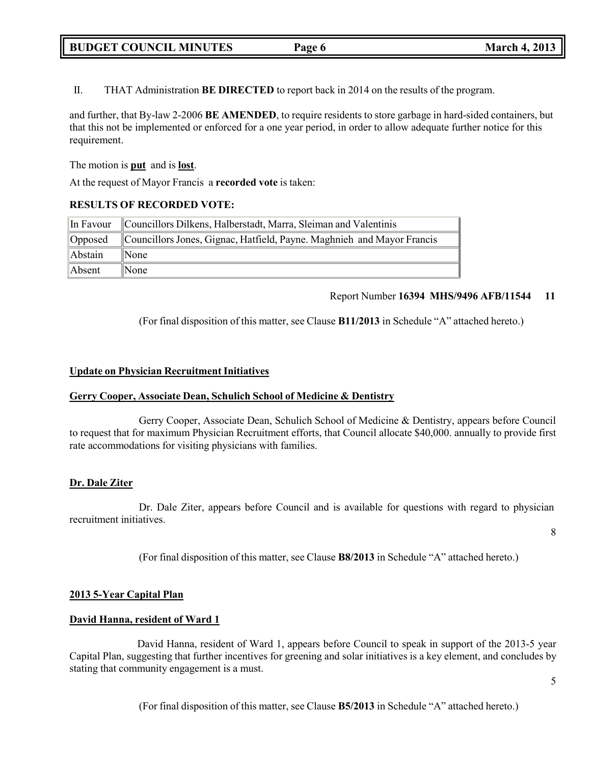II. THAT Administration **BE DIRECTED** to report back in 2014 on the results of the program.

and further, that By-law 2-2006 **BE AMENDED**, to require residents to store garbage in hard-sided containers, but that this not be implemented or enforced for a one year period, in order to allow adequate further notice for this requirement.

The motion is **put** and is **lost**.

At the request of Mayor Francis a **recorded vote** is taken:

**RESULTS OF RECORDED VOTE:**

| | |
|---|---|
| In Favour | Councillors Dilkens, Halberstadt, Marra, Sleiman and Valentinis |
| Opposed | Councillors Jones, Gignac, Hatfield, Payne. Maghnieh and Mayor Francis |
| Abstain | None |
| Absent | None |

Report Number **16394 MHS/9496 AFB/11544 11**

(For final disposition of this matter, see Clause **B11/2013** in Schedule "A" attached hereto.)

**Update on Physician Recruitment Initiatives**

**Gerry Cooper, Associate Dean, Schulich School of Medicine & Dentistry**

Gerry Cooper, Associate Dean, Schulich School of Medicine & Dentistry, appears before Council to request that for maximum Physician Recruitment efforts, that Council allocate $40,000. annually to provide first rate accommodations for visiting physicians with families.

**Dr. Dale Ziter**

Dr. Dale Ziter, appears before Council and is available for questions with regard to physician recruitment initiatives.

8

(For final disposition of this matter, see Clause **B8/2013** in Schedule "A" attached hereto.)

**2013 5-Year Capital Plan**

**David Hanna, resident of Ward 1**

David Hanna, resident of Ward 1, appears before Council to speak in support of the 2013-5 year Capital Plan, suggesting that further incentives for greening and solar initiatives is a key element, and concludes by stating that community engagement is a must.

5

(For final disposition of this matter, see Clause **B5/2013** in Schedule "A" attached hereto.)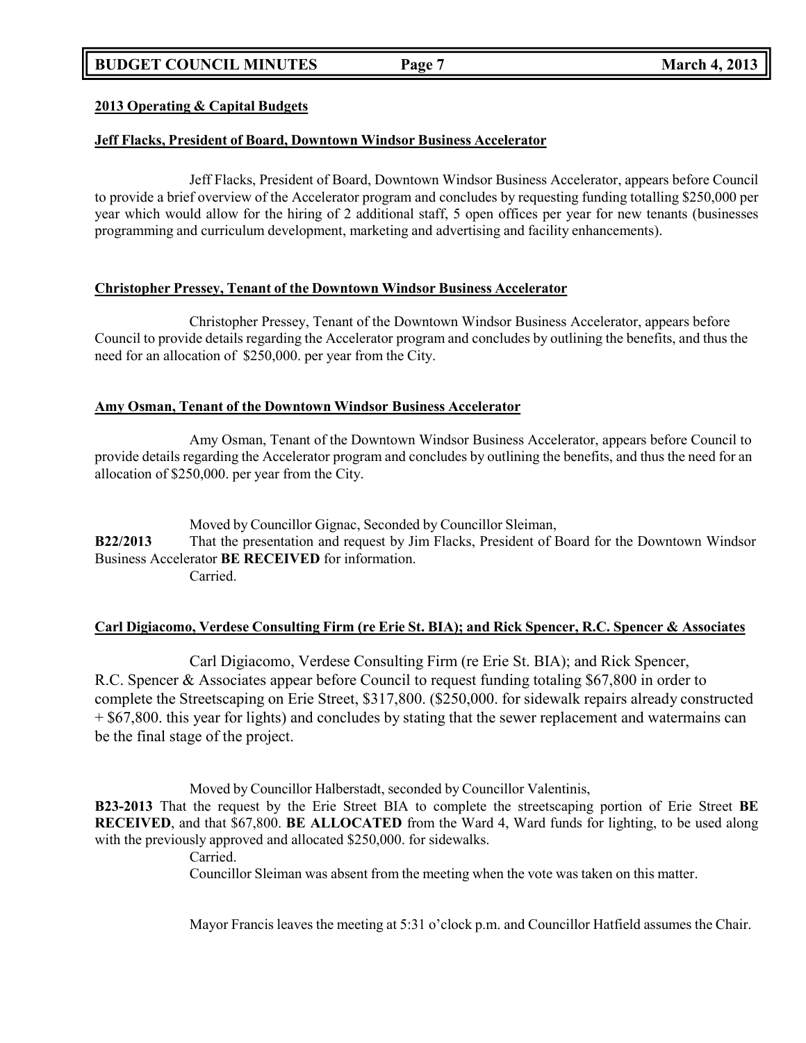**2013 Operating & Capital Budgets**

**Jeff Flacks, President of Board, Downtown Windsor Business Accelerator**

Jeff Flacks, President of Board, Downtown Windsor Business Accelerator, appears before Council to provide a brief overview of the Accelerator program and concludes by requesting funding totalling $250,000 per year which would allow for the hiring of 2 additional staff, 5 open offices per year for new tenants (businesses programming and curriculum development, marketing and advertising and facility enhancements).

**Christopher Pressey, Tenant of the Downtown Windsor Business Accelerator**

Christopher Pressey, Tenant of the Downtown Windsor Business Accelerator, appears before Council to provide details regarding the Accelerator program and concludes by outlining the benefits, and thus the need for an allocation of $250,000. per year from the City.

**Amy Osman, Tenant of the Downtown Windsor Business Accelerator**

Amy Osman, Tenant of the Downtown Windsor Business Accelerator, appears before Council to provide details regarding the Accelerator program and concludes by outlining the benefits, and thus the need for an allocation of $250,000. per year from the City.

Moved by Councillor Gignac, Seconded by Councillor Sleiman,

**B22/2013** That the presentation and request by Jim Flacks, President of Board for the Downtown Windsor Business Accelerator **BE RECEIVED** for information.

Carried.

**Carl Digiacomo, Verdese Consulting Firm (re Erie St. BIA); and Rick Spencer, R.C. Spencer & Associates**

Carl Digiacomo, Verdese Consulting Firm (re Erie St. BIA); and Rick Spencer, R.C. Spencer & Associates appear before Council to request funding totaling $67,800 in order to complete the Streetscaping on Erie Street, $317,800. ($250,000. for sidewalk repairs already constructed + $67,800. this year for lights) and concludes by stating that the sewer replacement and watermains can be the final stage of the project.

Moved by Councillor Halberstadt, seconded by Councillor Valentinis,

**B23-2013** That the request by the Erie Street BIA to complete the streetscaping portion of Erie Street **BE RECEIVED**, and that $67,800. **BE ALLOCATED** from the Ward 4, Ward funds for lighting, to be used along with the previously approved and allocated $250,000. for sidewalks.

Carried.

Councillor Sleiman was absent from the meeting when the vote was taken on this matter.

Mayor Francis leaves the meeting at 5:31 o'clock p.m. and Councillor Hatfield assumes the Chair.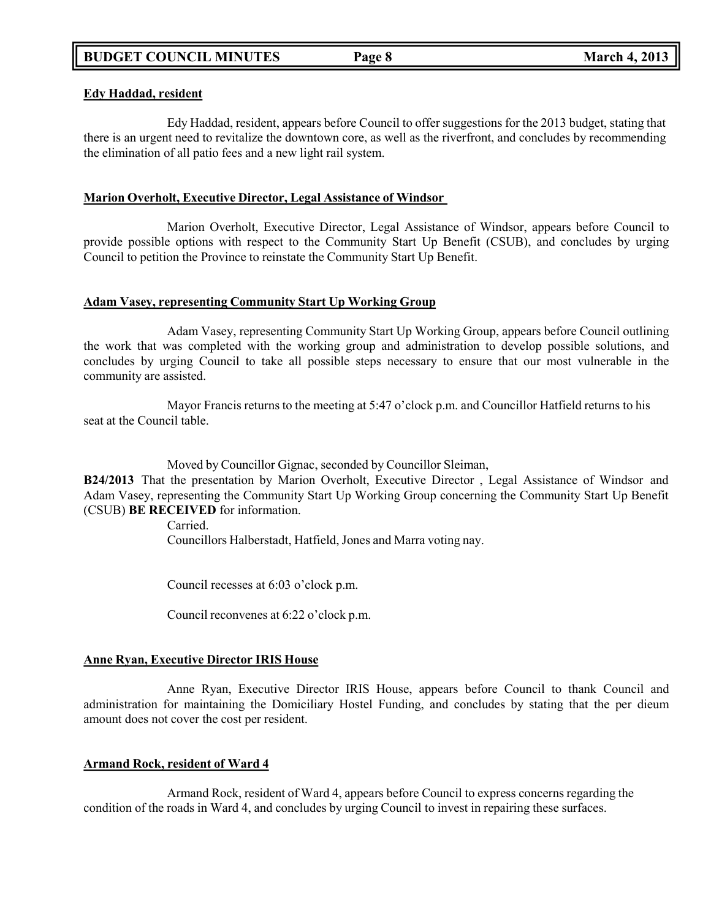**Edy Haddad, resident**

Edy Haddad, resident, appears before Council to offer suggestions for the 2013 budget, stating that there is an urgent need to revitalize the downtown core, as well as the riverfront, and concludes by recommending the elimination of all patio fees and a new light rail system.

**Marion Overholt, Executive Director, Legal Assistance of Windsor**

Marion Overholt, Executive Director, Legal Assistance of Windsor, appears before Council to provide possible options with respect to the Community Start Up Benefit (CSUB), and concludes by urging Council to petition the Province to reinstate the Community Start Up Benefit.

**Adam Vasey, representing Community Start Up Working Group**

Adam Vasey, representing Community Start Up Working Group, appears before Council outlining the work that was completed with the working group and administration to develop possible solutions, and concludes by urging Council to take all possible steps necessary to ensure that our most vulnerable in the community are assisted.

Mayor Francis returns to the meeting at 5:47 o'clock p.m. and Councillor Hatfield returns to his seat at the Council table.

Moved by Councillor Gignac, seconded by Councillor Sleiman,

**B24/2013** That the presentation by Marion Overholt, Executive Director , Legal Assistance of Windsor and Adam Vasey, representing the Community Start Up Working Group concerning the Community Start Up Benefit (CSUB) **BE RECEIVED** for information.

Carried.

Councillors Halberstadt, Hatfield, Jones and Marra voting nay.

Council recesses at 6:03 o'clock p.m.

Council reconvenes at 6:22 o'clock p.m.

**Anne Ryan, Executive Director IRIS House**

Anne Ryan, Executive Director IRIS House, appears before Council to thank Council and administration for maintaining the Domiciliary Hostel Funding, and concludes by stating that the per dieum amount does not cover the cost per resident.

**Armand Rock, resident of Ward 4**

Armand Rock, resident of Ward 4, appears before Council to express concerns regarding the condition of the roads in Ward 4, and concludes by urging Council to invest in repairing these surfaces.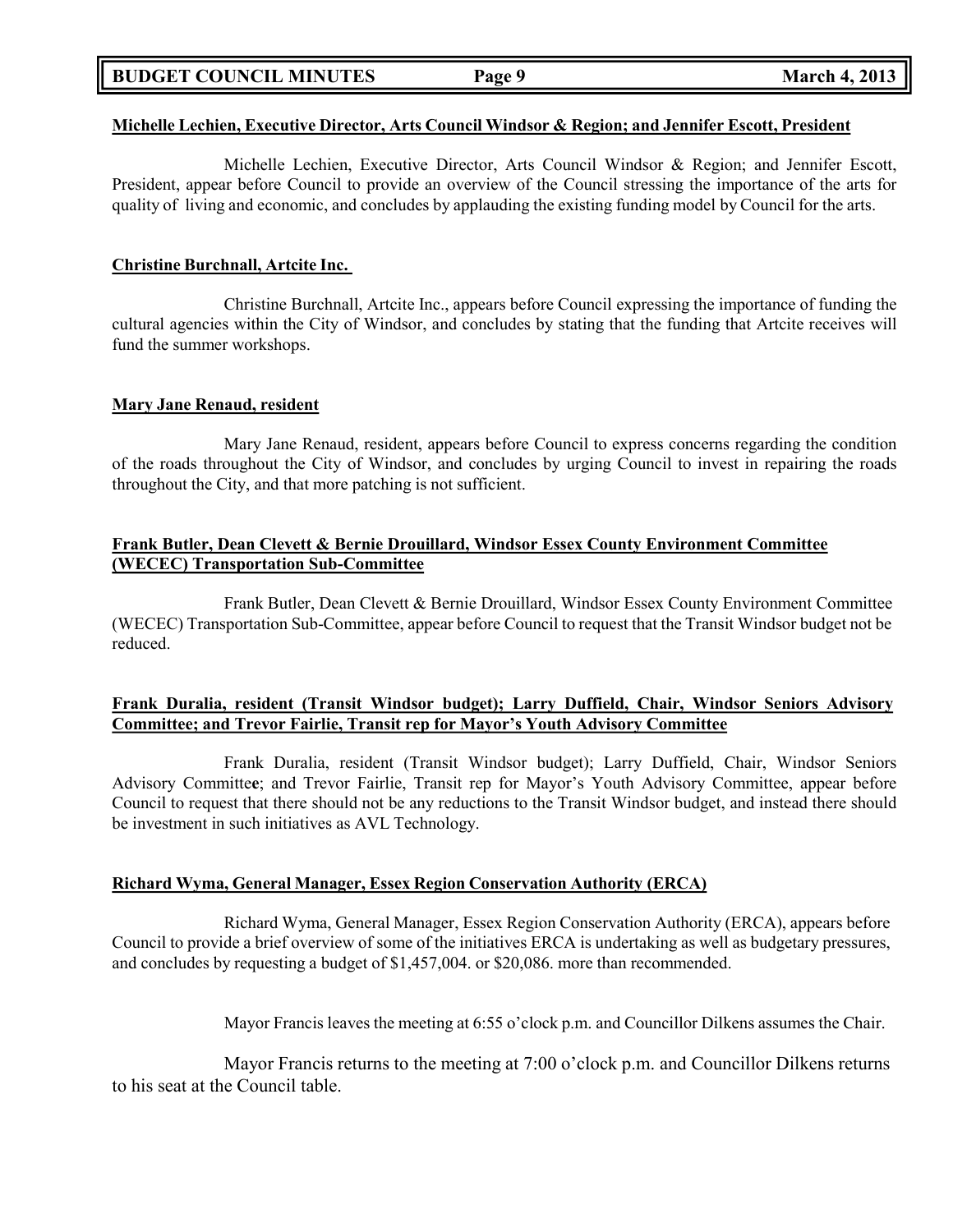**Michelle Lechien, Executive Director, Arts Council Windsor & Region; and Jennifer Escott, President**

Michelle Lechien, Executive Director, Arts Council Windsor & Region; and Jennifer Escott, President, appear before Council to provide an overview of the Council stressing the importance of the arts for quality of living and economic, and concludes by applauding the existing funding model by Council for the arts.

**Christine Burchnall, Artcite Inc.**

Christine Burchnall, Artcite Inc., appears before Council expressing the importance of funding the cultural agencies within the City of Windsor, and concludes by stating that the funding that Artcite receives will fund the summer workshops.

**Mary Jane Renaud, resident**

Mary Jane Renaud, resident, appears before Council to express concerns regarding the condition of the roads throughout the City of Windsor, and concludes by urging Council to invest in repairing the roads throughout the City, and that more patching is not sufficient.

**Frank Butler, Dean Clevett & Bernie Drouillard, Windsor Essex County Environment Committee (WECEC) Transportation Sub-Committee**

Frank Butler, Dean Clevett & Bernie Drouillard, Windsor Essex County Environment Committee (WECEC) Transportation Sub-Committee, appear before Council to request that the Transit Windsor budget not be reduced.

**Frank Duralia, resident (Transit Windsor budget); Larry Duffield, Chair, Windsor Seniors Advisory Committee; and Trevor Fairlie, Transit rep for Mayor's Youth Advisory Committee**

Frank Duralia, resident (Transit Windsor budget); Larry Duffield, Chair, Windsor Seniors Advisory Committee; and Trevor Fairlie, Transit rep for Mayor's Youth Advisory Committee, appear before Council to request that there should not be any reductions to the Transit Windsor budget, and instead there should be investment in such initiatives as AVL Technology.

**Richard Wyma, General Manager, Essex Region Conservation Authority (ERCA)**

Richard Wyma, General Manager, Essex Region Conservation Authority (ERCA), appears before Council to provide a brief overview of some of the initiatives ERCA is undertaking as well as budgetary pressures, and concludes by requesting a budget of $1,457,004. or $20,086. more than recommended.

Mayor Francis leaves the meeting at 6:55 o'clock p.m. and Councillor Dilkens assumes the Chair.

Mayor Francis returns to the meeting at 7:00 o'clock p.m. and Councillor Dilkens returns to his seat at the Council table.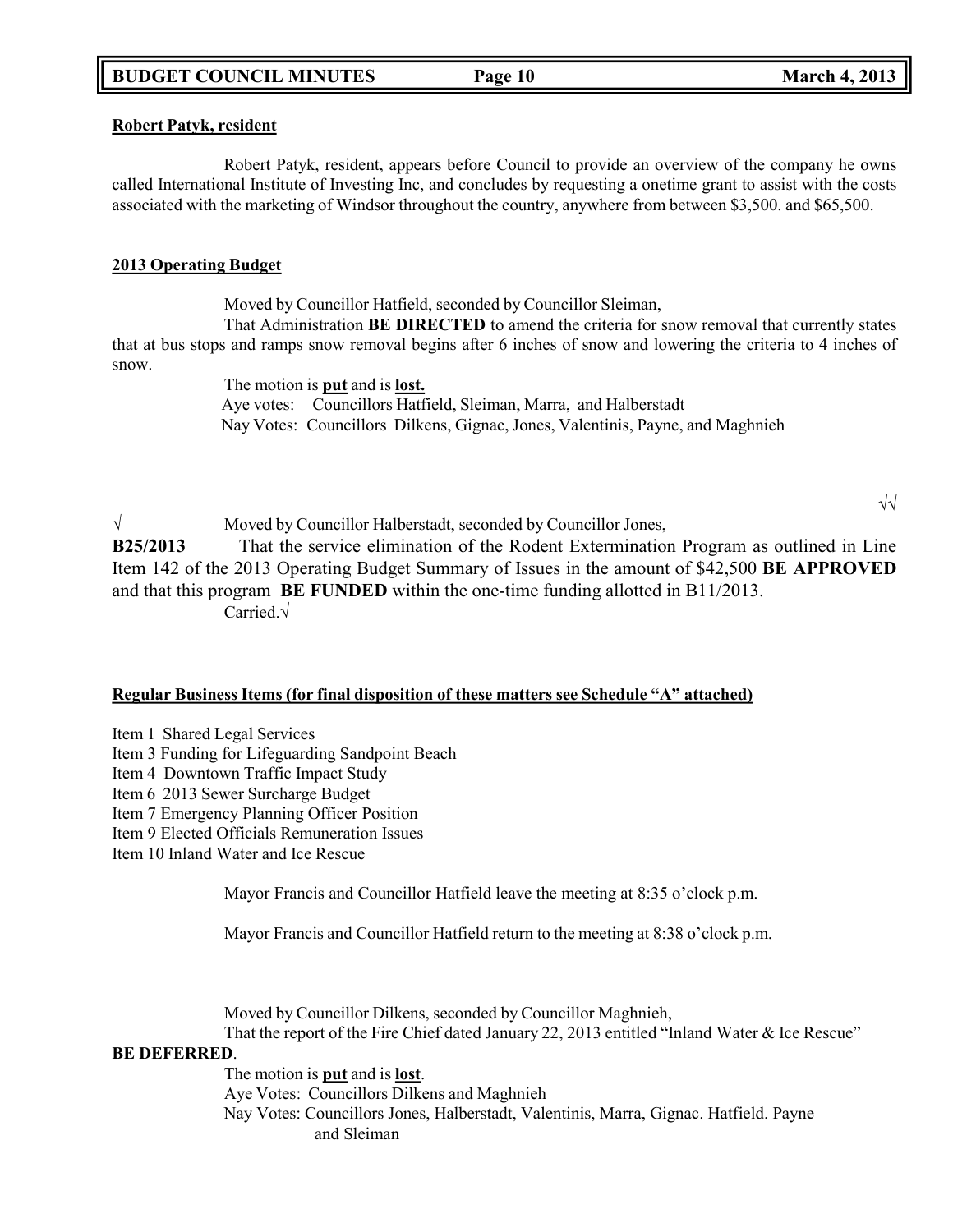**Robert Patyk, resident**

Robert Patyk, resident, appears before Council to provide an overview of the company he owns called International Institute of Investing Inc, and concludes by requesting a onetime grant to assist with the costs associated with the marketing of Windsor throughout the country, anywhere from between $3,500. and $65,500.

**2013 Operating Budget**

Moved by Councillor Hatfield, seconded by Councillor Sleiman,

That Administration **BE DIRECTED** to amend the criteria for snow removal that currently states that at bus stops and ramps snow removal begins after 6 inches of snow and lowering the criteria to 4 inches of snow.

The motion is **put** and is **lost.**

Aye votes: Councillors Hatfield, Sleiman, Marra, and Halberstadt

Nay Votes: Councillors Dilkens, Gignac, Jones, Valentinis, Payne, and Maghnieh

√√

√ Moved by Councillor Halberstadt, seconded by Councillor Jones,

**B25/2013** That the service elimination of the Rodent Extermination Program as outlined in Line Item 142 of the 2013 Operating Budget Summary of Issues in the amount of $42,500 **BE APPROVED** and that this program **BE FUNDED** within the one-time funding allotted in B11/2013.

Carried.√

**Regular Business Items (for final disposition of these matters see Schedule "A" attached)**

Item 1 Shared Legal Services
Item 3 Funding for Lifeguarding Sandpoint Beach
Item 4 Downtown Traffic Impact Study
Item 6 2013 Sewer Surcharge Budget
Item 7 Emergency Planning Officer Position
Item 9 Elected Officials Remuneration Issues
Item 10 Inland Water and Ice Rescue

Mayor Francis and Councillor Hatfield leave the meeting at 8:35 o'clock p.m.

Mayor Francis and Councillor Hatfield return to the meeting at 8:38 o'clock p.m.

Moved by Councillor Dilkens, seconded by Councillor Maghnieh,

That the report of the Fire Chief dated January 22, 2013 entitled "Inland Water & Ice Rescue" **BE DEFERRED**.

The motion is **put** and is **lost**.

Aye Votes: Councillors Dilkens and Maghnieh

Nay Votes: Councillors Jones, Halberstadt, Valentinis, Marra, Gignac. Hatfield. Payne and Sleiman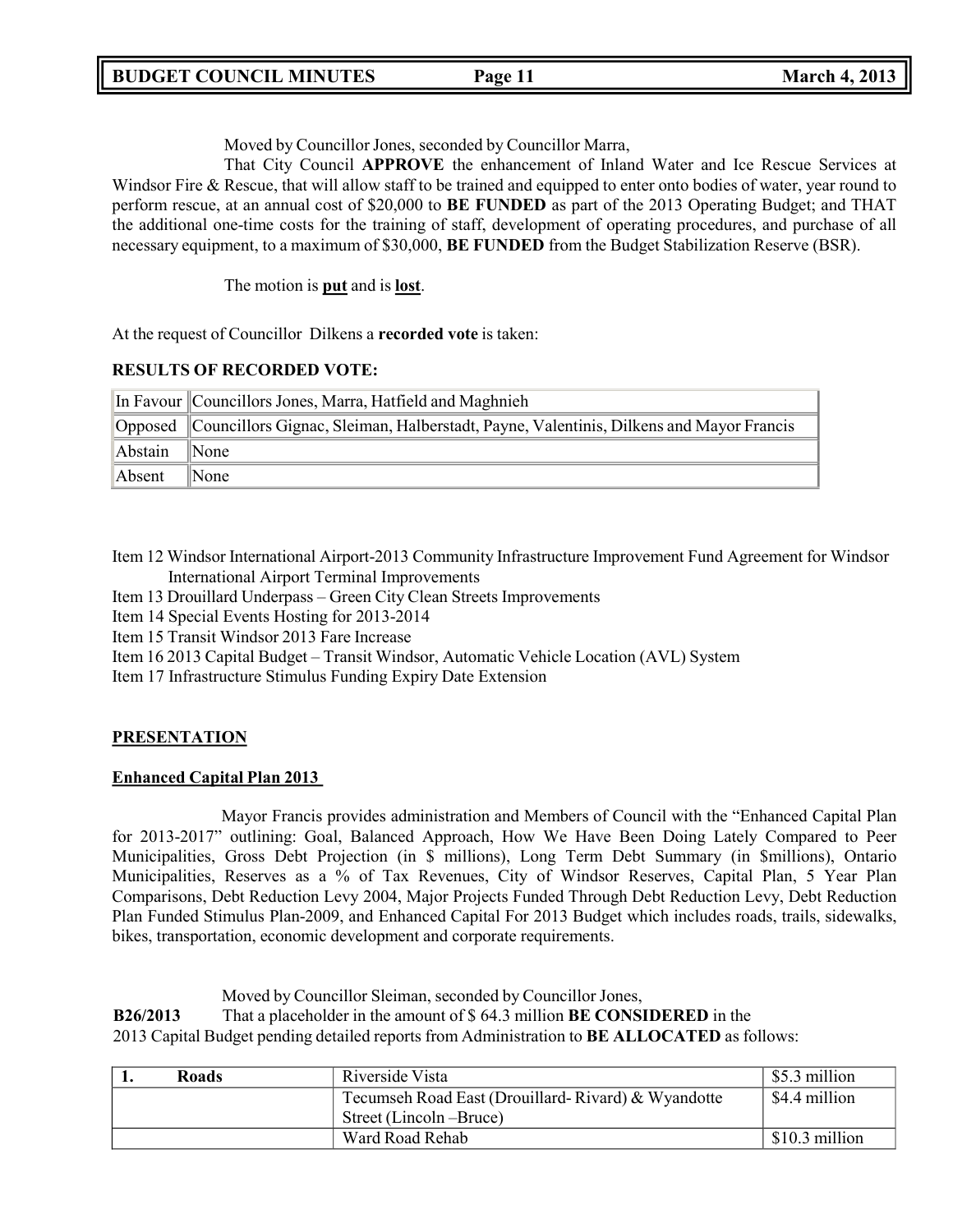Moved by Councillor Jones, seconded by Councillor Marra,

That City Council **APPROVE** the enhancement of Inland Water and Ice Rescue Services at Windsor Fire & Rescue, that will allow staff to be trained and equipped to enter onto bodies of water, year round to perform rescue, at an annual cost of $20,000 to **BE FUNDED** as part of the 2013 Operating Budget; and THAT the additional one-time costs for the training of staff, development of operating procedures, and purchase of all necessary equipment, to a maximum of $30,000, **BE FUNDED** from the Budget Stabilization Reserve (BSR).

The motion is **put** and is **lost**.

At the request of Councillor Dilkens a **recorded vote** is taken:

**RESULTS OF RECORDED VOTE:**

| | |
|---|---|
| In Favour | Councillors Jones, Marra, Hatfield and Maghnieh |
| Opposed | Councillors Gignac, Sleiman, Halberstadt, Payne, Valentinis, Dilkens and Mayor Francis |
| Abstain | None |
| Absent | None |

Item 12 Windsor International Airport-2013 Community Infrastructure Improvement Fund Agreement for Windsor International Airport Terminal Improvements
Item 13 Drouillard Underpass – Green City Clean Streets Improvements
Item 14 Special Events Hosting for 2013-2014
Item 15 Transit Windsor 2013 Fare Increase
Item 16 2013 Capital Budget – Transit Windsor, Automatic Vehicle Location (AVL) System
Item 17 Infrastructure Stimulus Funding Expiry Date Extension

**PRESENTATION**

**Enhanced Capital Plan 2013**

Mayor Francis provides administration and Members of Council with the "Enhanced Capital Plan for 2013-2017" outlining: Goal, Balanced Approach, How We Have Been Doing Lately Compared to Peer Municipalities, Gross Debt Projection (in $ millions), Long Term Debt Summary (in $millions), Ontario Municipalities, Reserves as a % of Tax Revenues, City of Windsor Reserves, Capital Plan, 5 Year Plan Comparisons, Debt Reduction Levy 2004, Major Projects Funded Through Debt Reduction Levy, Debt Reduction Plan Funded Stimulus Plan-2009, and Enhanced Capital For 2013 Budget which includes roads, trails, sidewalks, bikes, transportation, economic development and corporate requirements.

Moved by Councillor Sleiman, seconded by Councillor Jones,

**B26/2013** That a placeholder in the amount of $ 64.3 million **BE CONSIDERED** in the 2013 Capital Budget pending detailed reports from Administration to **BE ALLOCATED** as follows:

| 1. **Roads** | Riverside Vista | $5.3 million |
|---|---|---|
| | Tecumseh Road East (Drouillard- Rivard) & Wyandotte Street (Lincoln –Bruce) | $4.4 million |
| | Ward Road Rehab | $10.3 million |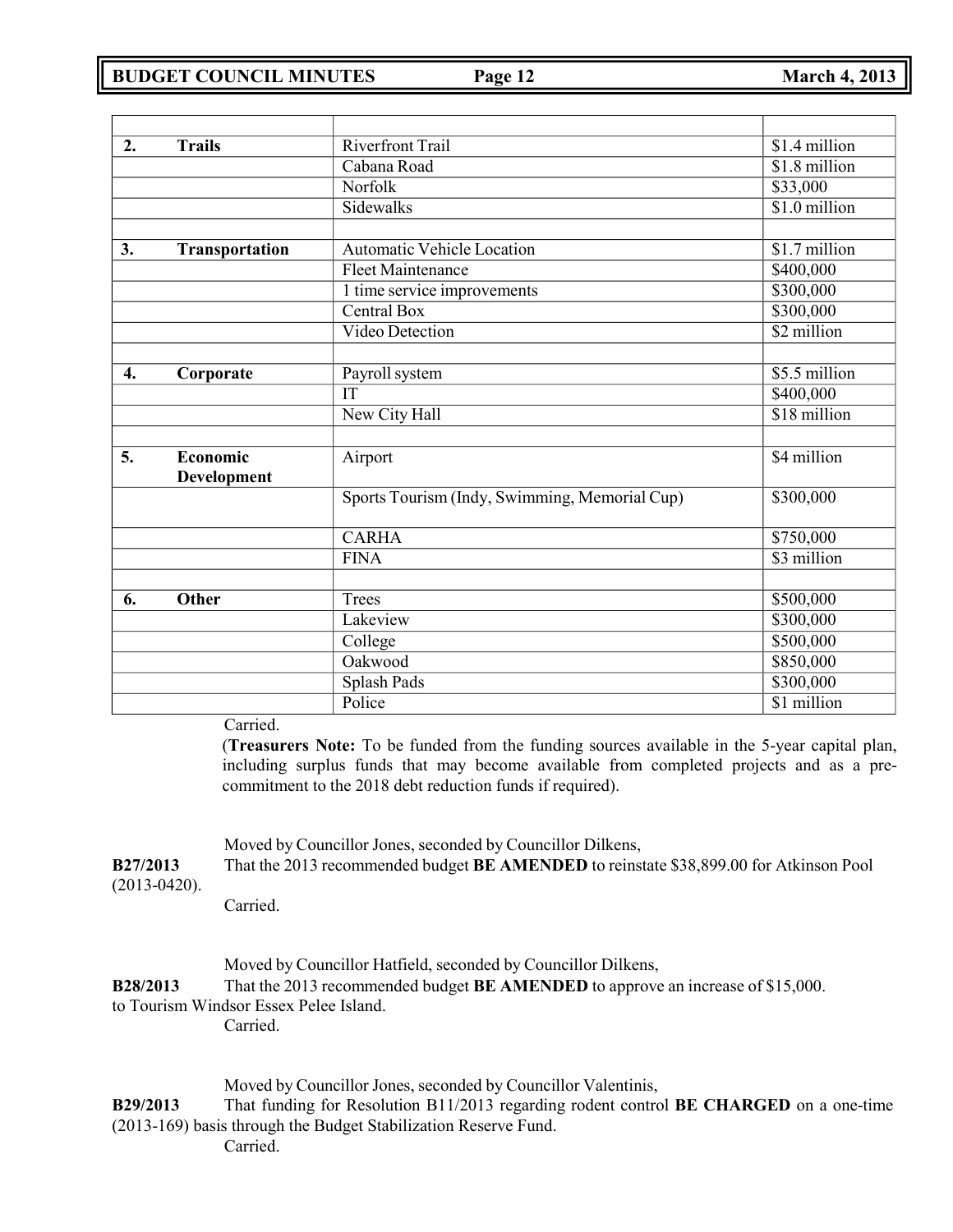| | | |
|---|---|---|
| **2. Trails** | Riverfront Trail | $1.4 million |
| | Cabana Road | $1.8 million |
| | Norfolk | $33,000 |
| | Sidewalks | $1.0 million |
| | | |
| **3. Transportation** | Automatic Vehicle Location | $1.7 million |
| | Fleet Maintenance | $400,000 |
| | 1 time service improvements | $300,000 |
| | Central Box | $300,000 |
| | Video Detection | $2 million |
| | | |
| **4. Corporate** | Payroll system | $5.5 million |
| | IT | $400,000 |
| | New City Hall | $18 million |
| | | |
| **5. Economic Development** | Airport | $4 million |
| | Sports Tourism (Indy, Swimming, Memorial Cup) | $300,000 |
| | CARHA | $750,000 |
| | FINA | $3 million |
| | | |
| **6. Other** | Trees | $500,000 |
| | Lakeview | $300,000 |
| | College | $500,000 |
| | Oakwood | $850,000 |
| | Splash Pads | $300,000 |
| | Police | $1 million |

Carried.

(**Treasurers Note:** To be funded from the funding sources available in the 5-year capital plan, including surplus funds that may become available from completed projects and as a pre-commitment to the 2018 debt reduction funds if required).

Moved by Councillor Jones, seconded by Councillor Dilkens,

**B27/2013** That the 2013 recommended budget **BE AMENDED** to reinstate $38,899.00 for Atkinson Pool (2013-0420).

Carried.

Moved by Councillor Hatfield, seconded by Councillor Dilkens,

**B28/2013** That the 2013 recommended budget **BE AMENDED** to approve an increase of $15,000. to Tourism Windsor Essex Pelee Island.

Carried.

Moved by Councillor Jones, seconded by Councillor Valentinis,

**B29/2013** That funding for Resolution B11/2013 regarding rodent control **BE CHARGED** on a one-time (2013-169) basis through the Budget Stabilization Reserve Fund.

Carried.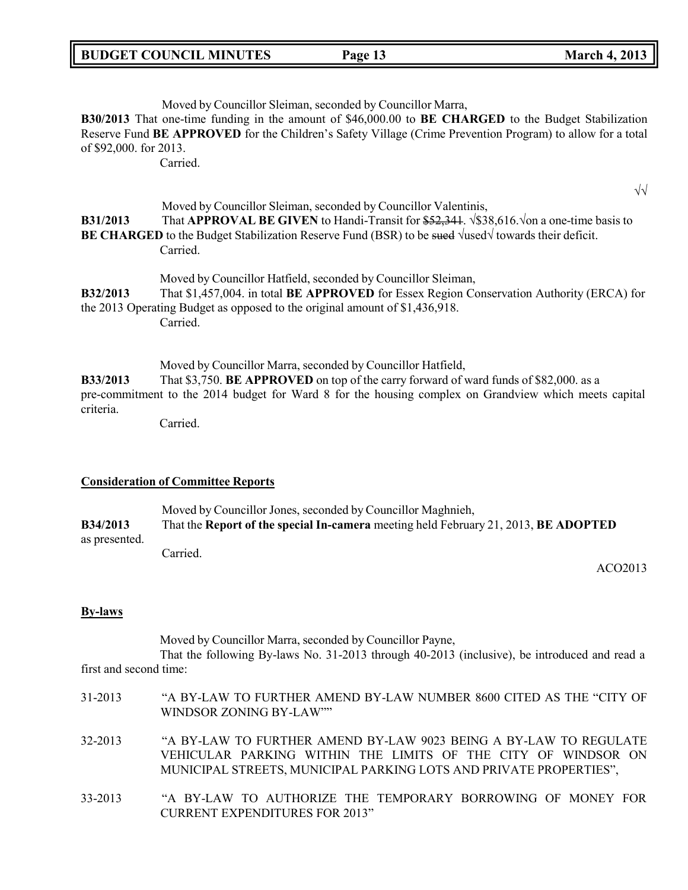Moved by Councillor Sleiman, seconded by Councillor Marra,

**B30/2013** That one-time funding in the amount of $46,000.00 to **BE CHARGED** to the Budget Stabilization Reserve Fund **BE APPROVED** for the Children's Safety Village (Crime Prevention Program) to allow for a total of $92,000. for 2013.

Carried.

√√

Moved by Councillor Sleiman, seconded by Councillor Valentinis,

**B31/2013** That **APPROVAL BE GIVEN** to Handi-Transit for ~~$52,341~~. √$38,616.√on a one-time basis to **BE CHARGED** to the Budget Stabilization Reserve Fund (BSR) to be ~~sued~~ √used√ towards their deficit.

Carried.

Moved by Councillor Hatfield, seconded by Councillor Sleiman,

**B32/2013** That $1,457,004. in total **BE APPROVED** for Essex Region Conservation Authority (ERCA) for the 2013 Operating Budget as opposed to the original amount of $1,436,918.

Carried.

Moved by Councillor Marra, seconded by Councillor Hatfield,

**B33/2013** That $3,750. **BE APPROVED** on top of the carry forward of ward funds of $82,000. as a pre-commitment to the 2014 budget for Ward 8 for the housing complex on Grandview which meets capital criteria.

Carried.

## Consideration of Committee Reports

Moved by Councillor Jones, seconded by Councillor Maghnieh,

**B34/2013** That the **Report of the special In-camera** meeting held February 21, 2013, **BE ADOPTED** as presented.

Carried.

ACO2013

## By-laws

Moved by Councillor Marra, seconded by Councillor Payne,

That the following By-laws No. 31-2013 through 40-2013 (inclusive), be introduced and read a first and second time:

31-2013 "A BY-LAW TO FURTHER AMEND BY-LAW NUMBER 8600 CITED AS THE "CITY OF WINDSOR ZONING BY-LAW""

32-2013 "A BY-LAW TO FURTHER AMEND BY-LAW 9023 BEING A BY-LAW TO REGULATE VEHICULAR PARKING WITHIN THE LIMITS OF THE CITY OF WINDSOR ON MUNICIPAL STREETS, MUNICIPAL PARKING LOTS AND PRIVATE PROPERTIES",

33-2013 "A BY-LAW TO AUTHORIZE THE TEMPORARY BORROWING OF MONEY FOR CURRENT EXPENDITURES FOR 2013"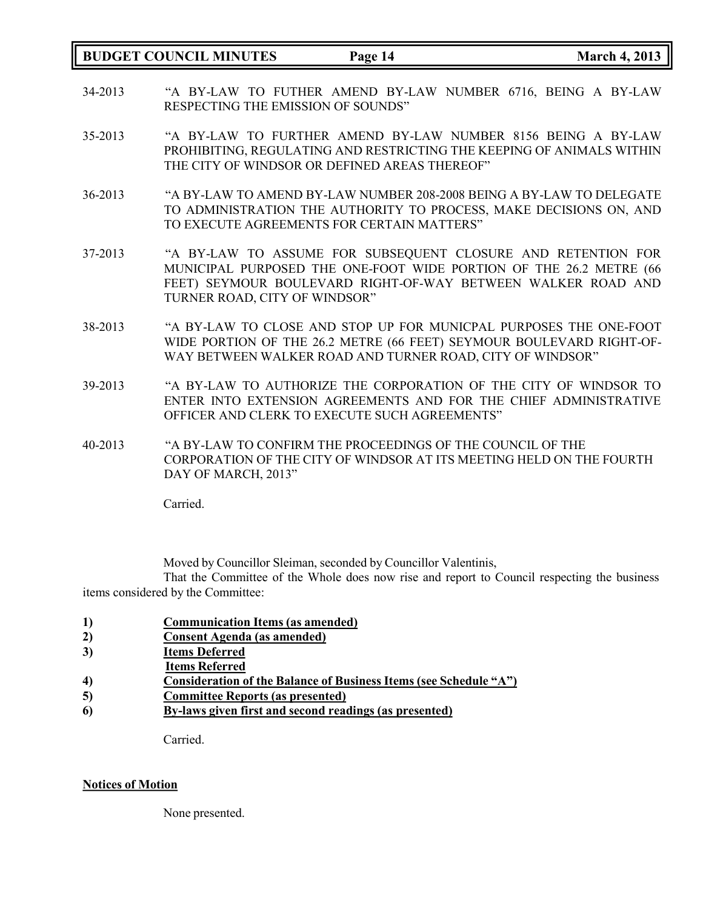34-2013 "A BY-LAW TO FUTHER AMEND BY-LAW NUMBER 6716, BEING A BY-LAW RESPECTING THE EMISSION OF SOUNDS"

35-2013 "A BY-LAW TO FURTHER AMEND BY-LAW NUMBER 8156 BEING A BY-LAW PROHIBITING, REGULATING AND RESTRICTING THE KEEPING OF ANIMALS WITHIN THE CITY OF WINDSOR OR DEFINED AREAS THEREOF"

36-2013 "A BY-LAW TO AMEND BY-LAW NUMBER 208-2008 BEING A BY-LAW TO DELEGATE TO ADMINISTRATION THE AUTHORITY TO PROCESS, MAKE DECISIONS ON, AND TO EXECUTE AGREEMENTS FOR CERTAIN MATTERS"

37-2013 "A BY-LAW TO ASSUME FOR SUBSEQUENT CLOSURE AND RETENTION FOR MUNICIPAL PURPOSED THE ONE-FOOT WIDE PORTION OF THE 26.2 METRE (66 FEET) SEYMOUR BOULEVARD RIGHT-OF-WAY BETWEEN WALKER ROAD AND TURNER ROAD, CITY OF WINDSOR"

38-2013 "A BY-LAW TO CLOSE AND STOP UP FOR MUNICPAL PURPOSES THE ONE-FOOT WIDE PORTION OF THE 26.2 METRE (66 FEET) SEYMOUR BOULEVARD RIGHT-OF-WAY BETWEEN WALKER ROAD AND TURNER ROAD, CITY OF WINDSOR"

39-2013 "A BY-LAW TO AUTHORIZE THE CORPORATION OF THE CITY OF WINDSOR TO ENTER INTO EXTENSION AGREEMENTS AND FOR THE CHIEF ADMINISTRATIVE OFFICER AND CLERK TO EXECUTE SUCH AGREEMENTS"

40-2013 "A BY-LAW TO CONFIRM THE PROCEEDINGS OF THE COUNCIL OF THE CORPORATION OF THE CITY OF WINDSOR AT ITS MEETING HELD ON THE FOURTH DAY OF MARCH, 2013"

Carried.

Moved by Councillor Sleiman, seconded by Councillor Valentinis,

That the Committee of the Whole does now rise and report to Council respecting the business items considered by the Committee:

1) **Communication Items (as amended)**
2) **Consent Agenda (as amended)**
3) **Items Deferred**
   **Items Referred**
4) **Consideration of the Balance of Business Items (see Schedule "A")**
5) **Committee Reports (as presented)**
6) **By-laws given first and second readings (as presented)**

Carried.

**Notices of Motion**

None presented.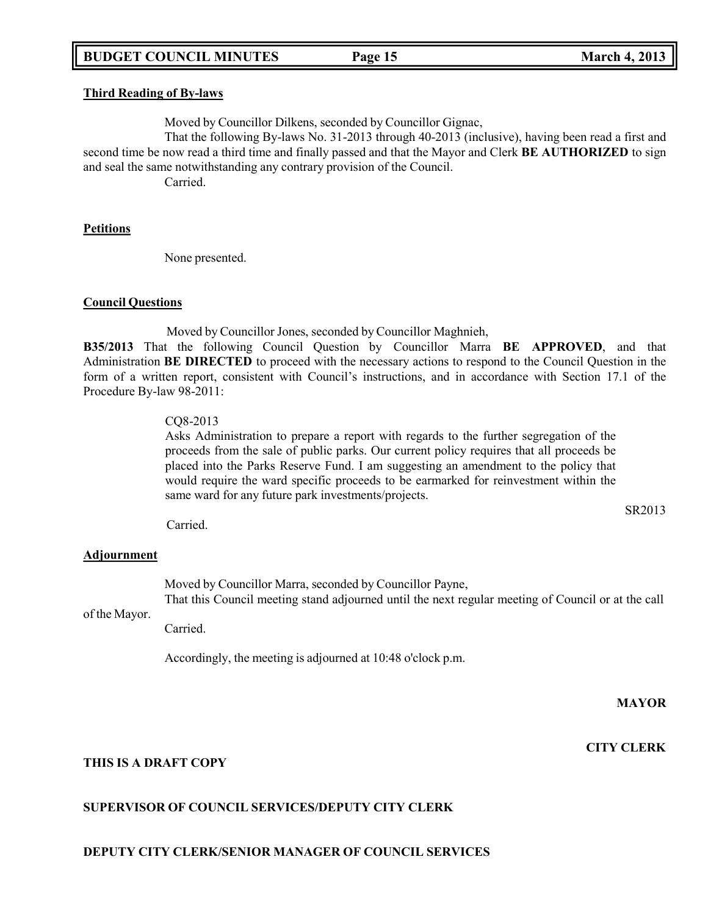**Third Reading of By-laws**

Moved by Councillor Dilkens, seconded by Councillor Gignac,

That the following By-laws No. 31-2013 through 40-2013 (inclusive), having been read a first and second time be now read a third time and finally passed and that the Mayor and Clerk **BE AUTHORIZED** to sign and seal the same notwithstanding any contrary provision of the Council.

Carried.

**Petitions**

None presented.

**Council Questions**

Moved by Councillor Jones, seconded by Councillor Maghnieh,

**B35/2013** That the following Council Question by Councillor Marra **BE APPROVED**, and that Administration **BE DIRECTED** to proceed with the necessary actions to respond to the Council Question in the form of a written report, consistent with Council's instructions, and in accordance with Section 17.1 of the Procedure By-law 98-2011:

> CQ8-2013
> Asks Administration to prepare a report with regards to the further segregation of the proceeds from the sale of public parks. Our current policy requires that all proceeds be placed into the Parks Reserve Fund. I am suggesting an amendment to the policy that would require the ward specific proceeds to be earmarked for reinvestment within the same ward for any future park investments/projects.

SR2013

Carried.

**Adjournment**

Moved by Councillor Marra, seconded by Councillor Payne,

That this Council meeting stand adjourned until the next regular meeting of Council or at the call of the Mayor.

Carried.

Accordingly, the meeting is adjourned at 10:48 o'clock p.m.

**MAYOR**

**CITY CLERK**

**THIS IS A DRAFT COPY**

**SUPERVISOR OF COUNCIL SERVICES/DEPUTY CITY CLERK**

**DEPUTY CITY CLERK/SENIOR MANAGER OF COUNCIL SERVICES**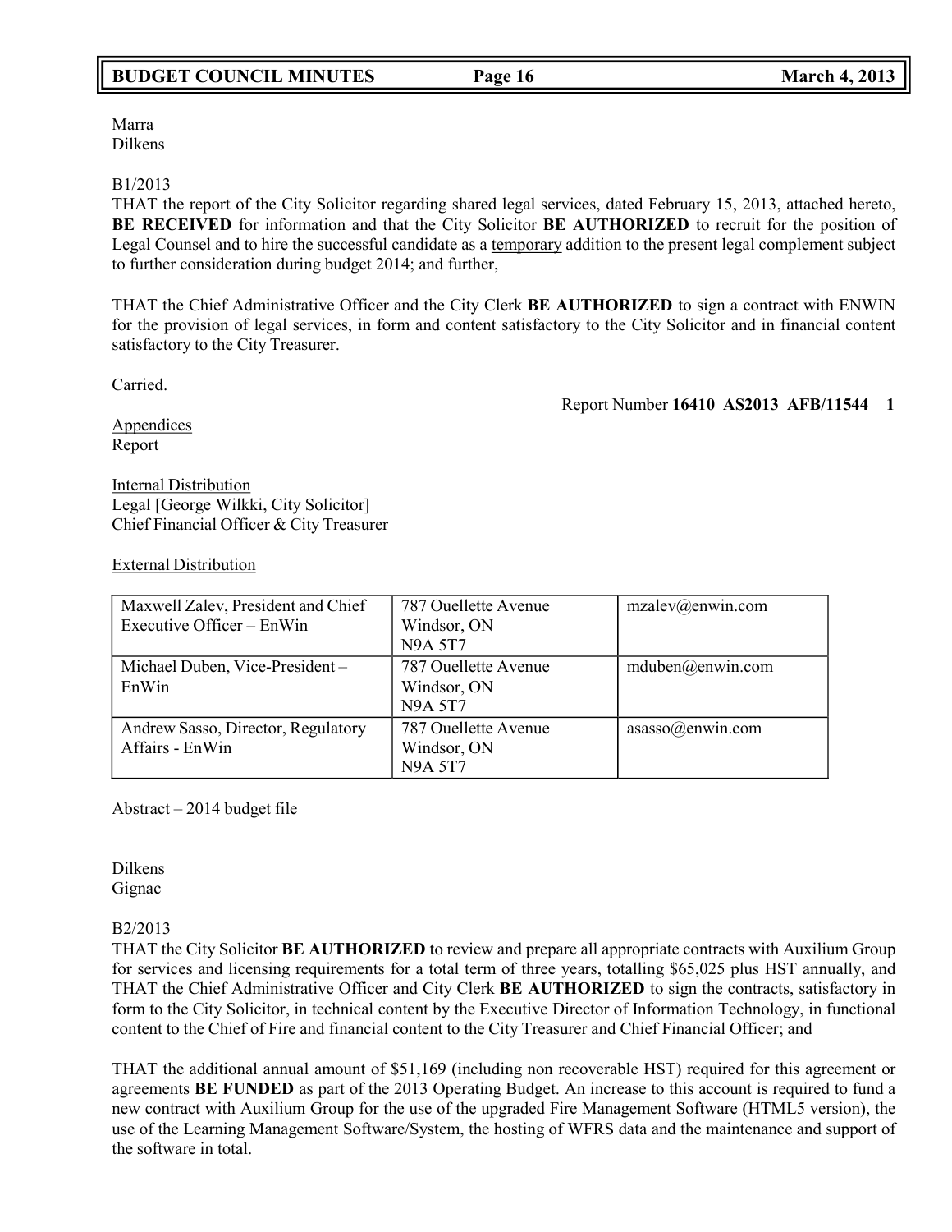Marra
Dilkens

B1/2013
THAT the report of the City Solicitor regarding shared legal services, dated February 15, 2013, attached hereto, **BE RECEIVED** for information and that the City Solicitor **BE AUTHORIZED** to recruit for the position of Legal Counsel and to hire the successful candidate as a temporary addition to the present legal complement subject to further consideration during budget 2014; and further,

THAT the Chief Administrative Officer and the City Clerk **BE AUTHORIZED** to sign a contract with ENWIN for the provision of legal services, in form and content satisfactory to the City Solicitor and in financial content satisfactory to the City Treasurer.

Carried.

Report Number **16410 AS2013 AFB/11544 1**

Appendices
Report

Internal Distribution
Legal [George Wilkki, City Solicitor]
Chief Financial Officer & City Treasurer

External Distribution

| | | |
|---|---|---|
| Maxwell Zalev, President and Chief Executive Officer – EnWin | 787 Ouellette Avenue Windsor, ON N9A 5T7 | mzalev@enwin.com |
| Michael Duben, Vice-President – EnWin | 787 Ouellette Avenue Windsor, ON N9A 5T7 | mduben@enwin.com |
| Andrew Sasso, Director, Regulatory Affairs - EnWin | 787 Ouellette Avenue Windsor, ON N9A 5T7 | asasso@enwin.com |

Abstract – 2014 budget file

Dilkens
Gignac

B2/2013
THAT the City Solicitor **BE AUTHORIZED** to review and prepare all appropriate contracts with Auxilium Group for services and licensing requirements for a total term of three years, totalling $65,025 plus HST annually, and THAT the Chief Administrative Officer and City Clerk **BE AUTHORIZED** to sign the contracts, satisfactory in form to the City Solicitor, in technical content by the Executive Director of Information Technology, in functional content to the Chief of Fire and financial content to the City Treasurer and Chief Financial Officer; and

THAT the additional annual amount of $51,169 (including non recoverable HST) required for this agreement or agreements **BE FUNDED** as part of the 2013 Operating Budget. An increase to this account is required to fund a new contract with Auxilium Group for the use of the upgraded Fire Management Software (HTML5 version), the use of the Learning Management Software/System, the hosting of WFRS data and the maintenance and support of the software in total.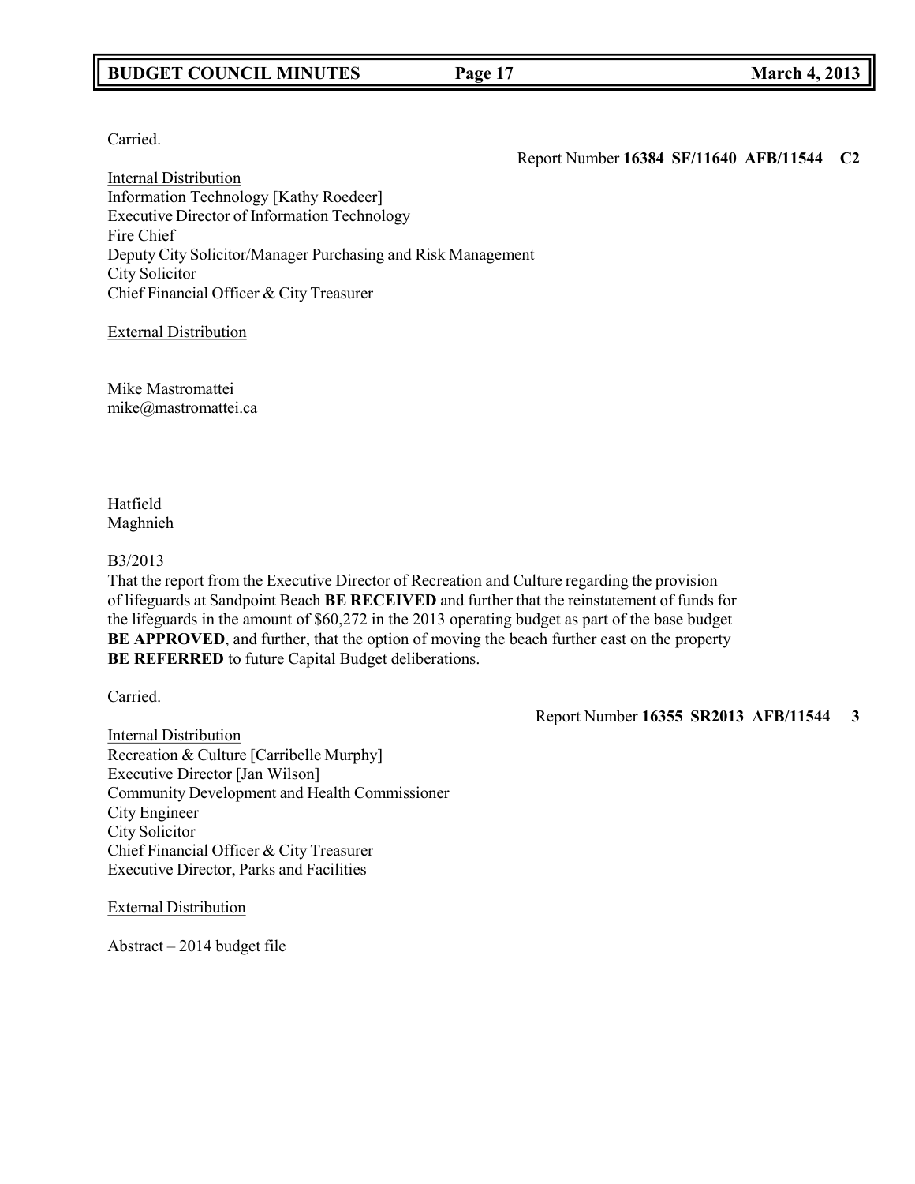Carried.

Report Number **16384 SF/11640 AFB/11544 C2**

Internal Distribution
Information Technology [Kathy Roedeer]
Executive Director of Information Technology
Fire Chief
Deputy City Solicitor/Manager Purchasing and Risk Management
City Solicitor
Chief Financial Officer & City Treasurer

External Distribution

Mike Mastromattei
mike@mastromattei.ca

Hatfield
Maghnieh

B3/2013
That the report from the Executive Director of Recreation and Culture regarding the provision of lifeguards at Sandpoint Beach **BE RECEIVED** and further that the reinstatement of funds for the lifeguards in the amount of $60,272 in the 2013 operating budget as part of the base budget **BE APPROVED**, and further, that the option of moving the beach further east on the property **BE REFERRED** to future Capital Budget deliberations.

Carried.

Report Number **16355 SR2013 AFB/11544 3**

Internal Distribution
Recreation & Culture [Carribelle Murphy]
Executive Director [Jan Wilson]
Community Development and Health Commissioner
City Engineer
City Solicitor
Chief Financial Officer & City Treasurer
Executive Director, Parks and Facilities

External Distribution

Abstract – 2014 budget file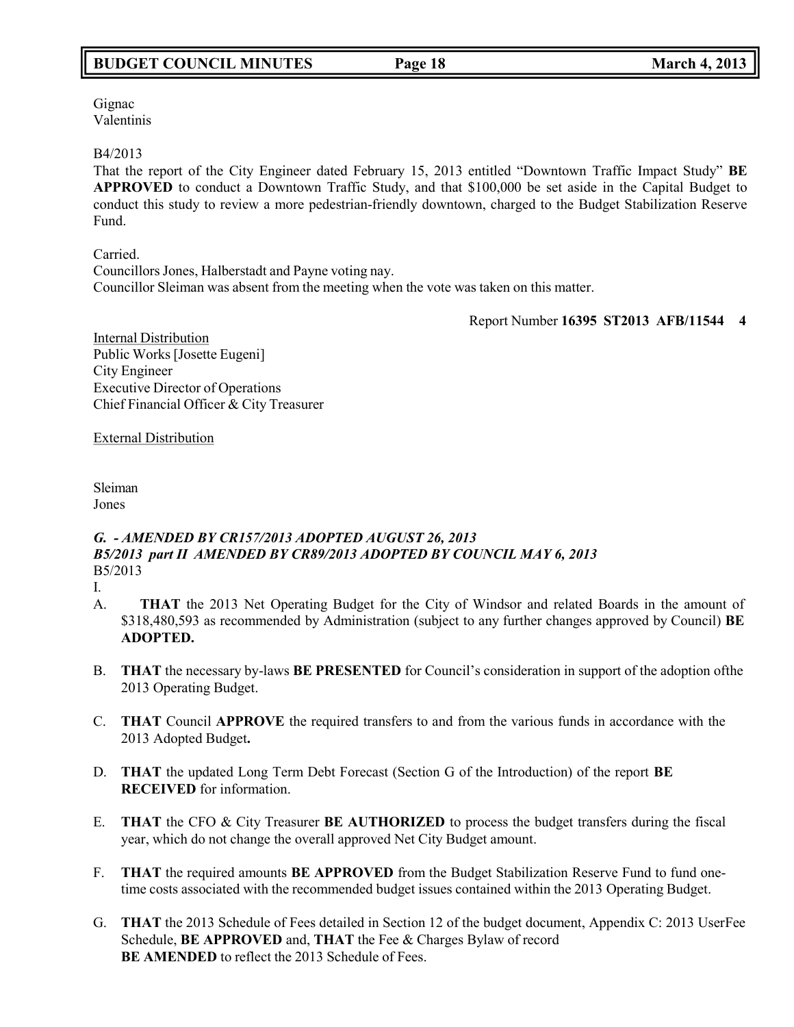Gignac
Valentinis

B4/2013
That the report of the City Engineer dated February 15, 2013 entitled "Downtown Traffic Impact Study" **BE APPROVED** to conduct a Downtown Traffic Study, and that $100,000 be set aside in the Capital Budget to conduct this study to review a more pedestrian-friendly downtown, charged to the Budget Stabilization Reserve Fund.

Carried.
Councillors Jones, Halberstadt and Payne voting nay.
Councillor Sleiman was absent from the meeting when the vote was taken on this matter.

Report Number **16395 ST2013 AFB/11544 4**

Internal Distribution
Public Works [Josette Eugeni]
City Engineer
Executive Director of Operations
Chief Financial Officer & City Treasurer

External Distribution

Sleiman
Jones

***G. - AMENDED BY CR157/2013 ADOPTED AUGUST 26, 2013***
***B5/2013 part II AMENDED BY CR89/2013 ADOPTED BY COUNCIL MAY 6, 2013***
B5/2013
I.

A. **THAT** the 2013 Net Operating Budget for the City of Windsor and related Boards in the amount of $318,480,593 as recommended by Administration (subject to any further changes approved by Council) **BE ADOPTED.**

B. **THAT** the necessary by-laws **BE PRESENTED** for Council's consideration in support of the adoption ofthe 2013 Operating Budget.

C. **THAT** Council **APPROVE** the required transfers to and from the various funds in accordance with the 2013 Adopted Budget**.**

D. **THAT** the updated Long Term Debt Forecast (Section G of the Introduction) of the report **BE RECEIVED** for information.

E. **THAT** the CFO & City Treasurer **BE AUTHORIZED** to process the budget transfers during the fiscal year, which do not change the overall approved Net City Budget amount.

F. **THAT** the required amounts **BE APPROVED** from the Budget Stabilization Reserve Fund to fund one-time costs associated with the recommended budget issues contained within the 2013 Operating Budget.

G. **THAT** the 2013 Schedule of Fees detailed in Section 12 of the budget document, Appendix C: 2013 UserFee Schedule, **BE APPROVED** and, **THAT** the Fee & Charges Bylaw of record **BE AMENDED** to reflect the 2013 Schedule of Fees.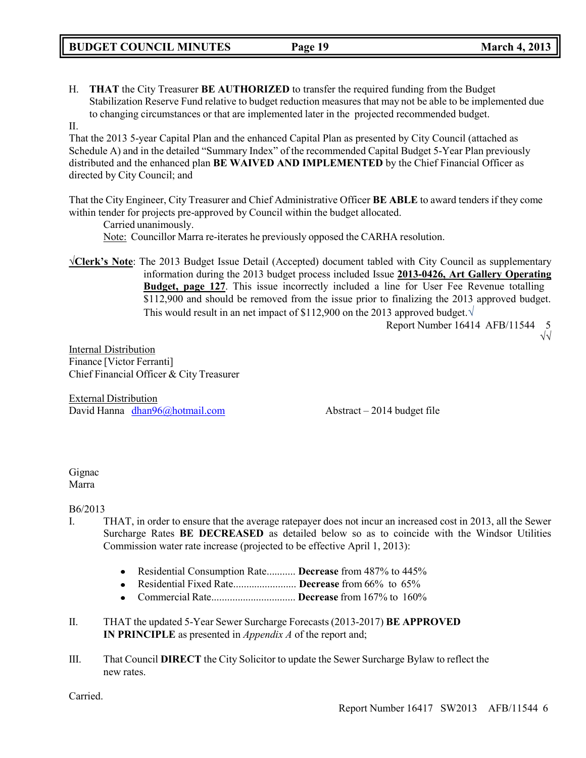H. **THAT** the City Treasurer **BE AUTHORIZED** to transfer the required funding from the Budget Stabilization Reserve Fund relative to budget reduction measures that may not be able to be implemented due to changing circumstances or that are implemented later in the projected recommended budget.

II.

That the 2013 5-year Capital Plan and the enhanced Capital Plan as presented by City Council (attached as Schedule A) and in the detailed "Summary Index" of the recommended Capital Budget 5-Year Plan previously distributed and the enhanced plan **BE WAIVED AND IMPLEMENTED** by the Chief Financial Officer as directed by City Council; and

That the City Engineer, City Treasurer and Chief Administrative Officer **BE ABLE** to award tenders if they come within tender for projects pre-approved by Council within the budget allocated.

Carried unanimously.

Note: Councillor Marra re-iterates he previously opposed the CARHA resolution.

√**Clerk's Note**: The 2013 Budget Issue Detail (Accepted) document tabled with City Council as supplementary information during the 2013 budget process included Issue **2013-0426, Art Gallery Operating Budget, page 127**. This issue incorrectly included a line for User Fee Revenue totalling $112,900 and should be removed from the issue prior to finalizing the 2013 approved budget. This would result in an net impact of $112,900 on the 2013 approved budget.√

Report Number 16414 AFB/11544 5
√√

Internal Distribution
Finance [Victor Ferranti]
Chief Financial Officer & City Treasurer

External Distribution
David Hanna dhan96@hotmail.com

Abstract – 2014 budget file

Gignac
Marra

B6/2013

I. THAT, in order to ensure that the average ratepayer does not incur an increased cost in 2013, all the Sewer Surcharge Rates **BE DECREASED** as detailed below so as to coincide with the Windsor Utilities Commission water rate increase (projected to be effective April 1, 2013):

- Residential Consumption Rate........... **Decrease** from 487% to 445%
- Residential Fixed Rate........................ **Decrease** from 66% to 65%
- Commercial Rate................................ **Decrease** from 167% to 160%

II. THAT the updated 5-Year Sewer Surcharge Forecasts (2013-2017) **BE APPROVED IN PRINCIPLE** as presented in *Appendix A* of the report and;

III. That Council **DIRECT** the City Solicitor to update the Sewer Surcharge Bylaw to reflect the new rates.

Carried.

Report Number 16417 SW2013 AFB/11544 6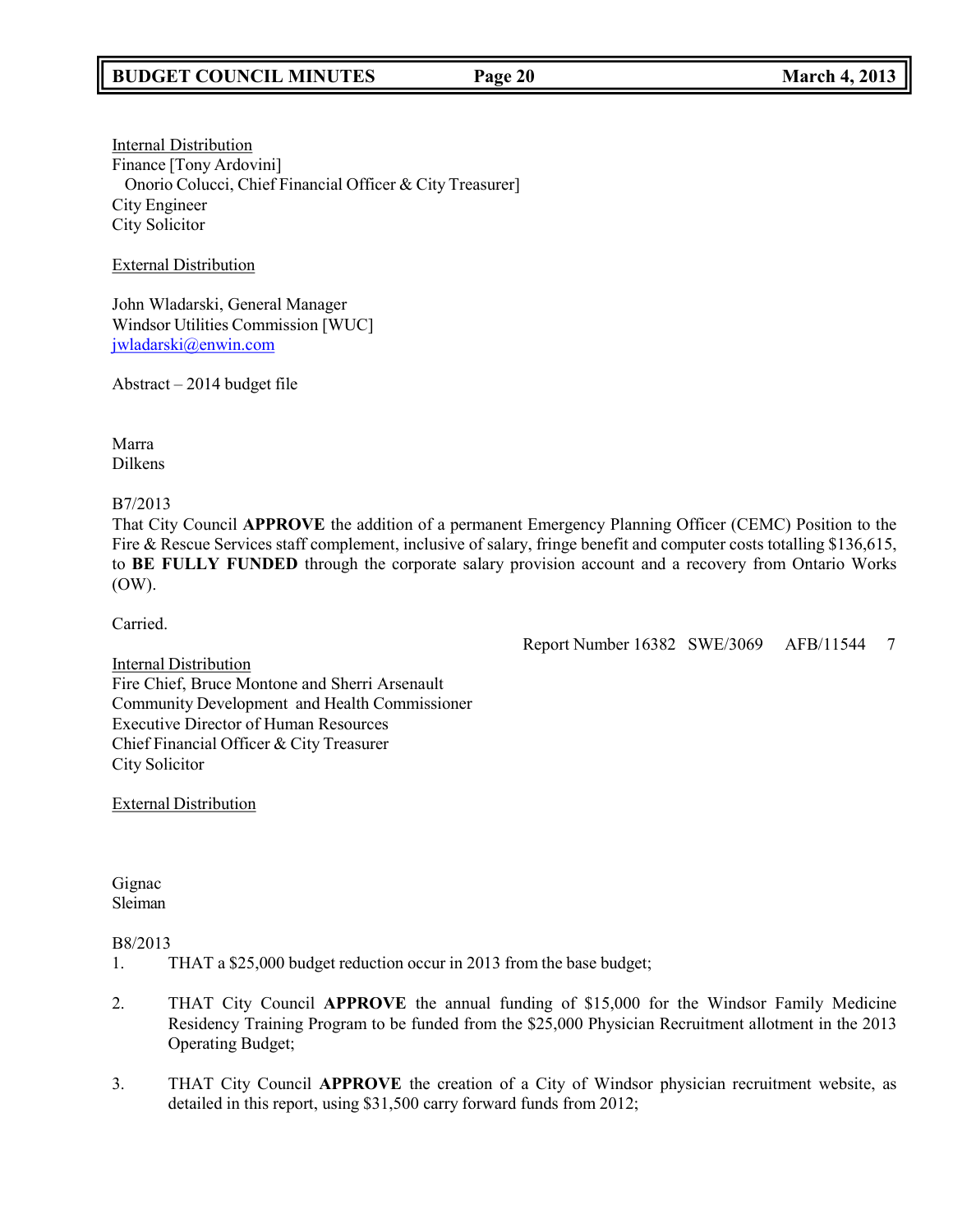Internal Distribution
Finance [Tony Ardovini]
Onorio Colucci, Chief Financial Officer & City Treasurer]
City Engineer
City Solicitor

External Distribution

John Wladarski, General Manager
Windsor Utilities Commission [WUC]
jwladarski@enwin.com

Abstract – 2014 budget file

Marra
Dilkens

B7/2013
That City Council **APPROVE** the addition of a permanent Emergency Planning Officer (CEMC) Position to the Fire & Rescue Services staff complement, inclusive of salary, fringe benefit and computer costs totalling $136,615, to **BE FULLY FUNDED** through the corporate salary provision account and a recovery from Ontario Works (OW).

Carried.

Report Number 16382 SWE/3069 AFB/11544 7

Internal Distribution
Fire Chief, Bruce Montone and Sherri Arsenault
Community Development and Health Commissioner
Executive Director of Human Resources
Chief Financial Officer & City Treasurer
City Solicitor

External Distribution

Gignac
Sleiman

B8/2013

1. THAT a $25,000 budget reduction occur in 2013 from the base budget;

2. THAT City Council **APPROVE** the annual funding of $15,000 for the Windsor Family Medicine Residency Training Program to be funded from the $25,000 Physician Recruitment allotment in the 2013 Operating Budget;

3. THAT City Council **APPROVE** the creation of a City of Windsor physician recruitment website, as detailed in this report, using $31,500 carry forward funds from 2012;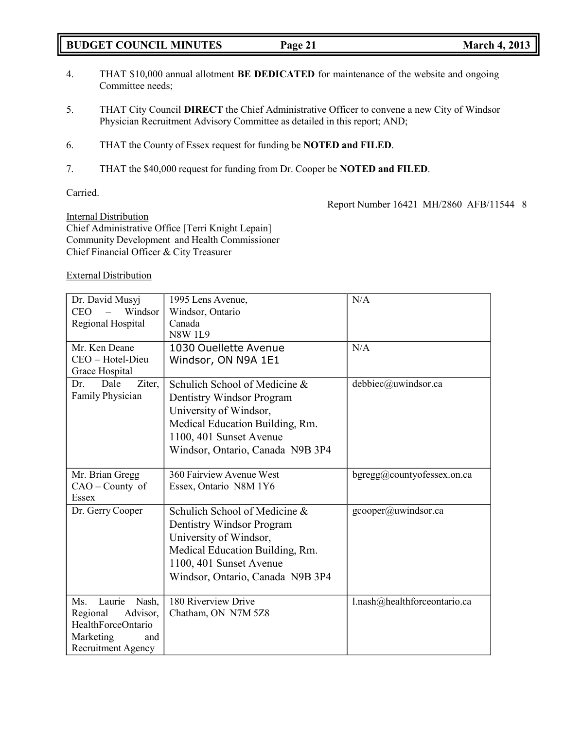4. THAT $10,000 annual allotment **BE DEDICATED** for maintenance of the website and ongoing Committee needs;

5. THAT City Council **DIRECT** the Chief Administrative Officer to convene a new City of Windsor Physician Recruitment Advisory Committee as detailed in this report; AND;

6. THAT the County of Essex request for funding be **NOTED and FILED**.

7. THAT the $40,000 request for funding from Dr. Cooper be **NOTED and FILED**.

Carried.

Report Number 16421 MH/2860 AFB/11544 8

Internal Distribution
Chief Administrative Office [Terri Knight Lepain]
Community Development and Health Commissioner
Chief Financial Officer & City Treasurer

External Distribution

| | | |
|---|---|---|
| Dr. David Musyj CEO – Windsor Regional Hospital | 1995 Lens Avenue, Windsor, Ontario Canada N8W 1L9 | N/A |
| Mr. Ken Deane CEO – Hotel-Dieu Grace Hospital | 1030 Ouellette Avenue Windsor, ON N9A 1E1 | N/A |
| Dr. Dale Ziter, Family Physician | Schulich School of Medicine & Dentistry Windsor Program University of Windsor, Medical Education Building, Rm. 1100, 401 Sunset Avenue Windsor, Ontario, Canada N9B 3P4 | debbiec@uwindsor.ca |
| Mr. Brian Gregg CAO – County of Essex | 360 Fairview Avenue West Essex, Ontario N8M 1Y6 | bgregg@countyofessex.on.ca |
| Dr. Gerry Cooper | Schulich School of Medicine & Dentistry Windsor Program University of Windsor, Medical Education Building, Rm. 1100, 401 Sunset Avenue Windsor, Ontario, Canada N9B 3P4 | gcooper@uwindsor.ca |
| Ms. Laurie Nash, Regional Advisor, HealthForceOntario Marketing and Recruitment Agency | 180 Riverview Drive Chatham, ON N7M 5Z8 | l.nash@healthforceontario.ca |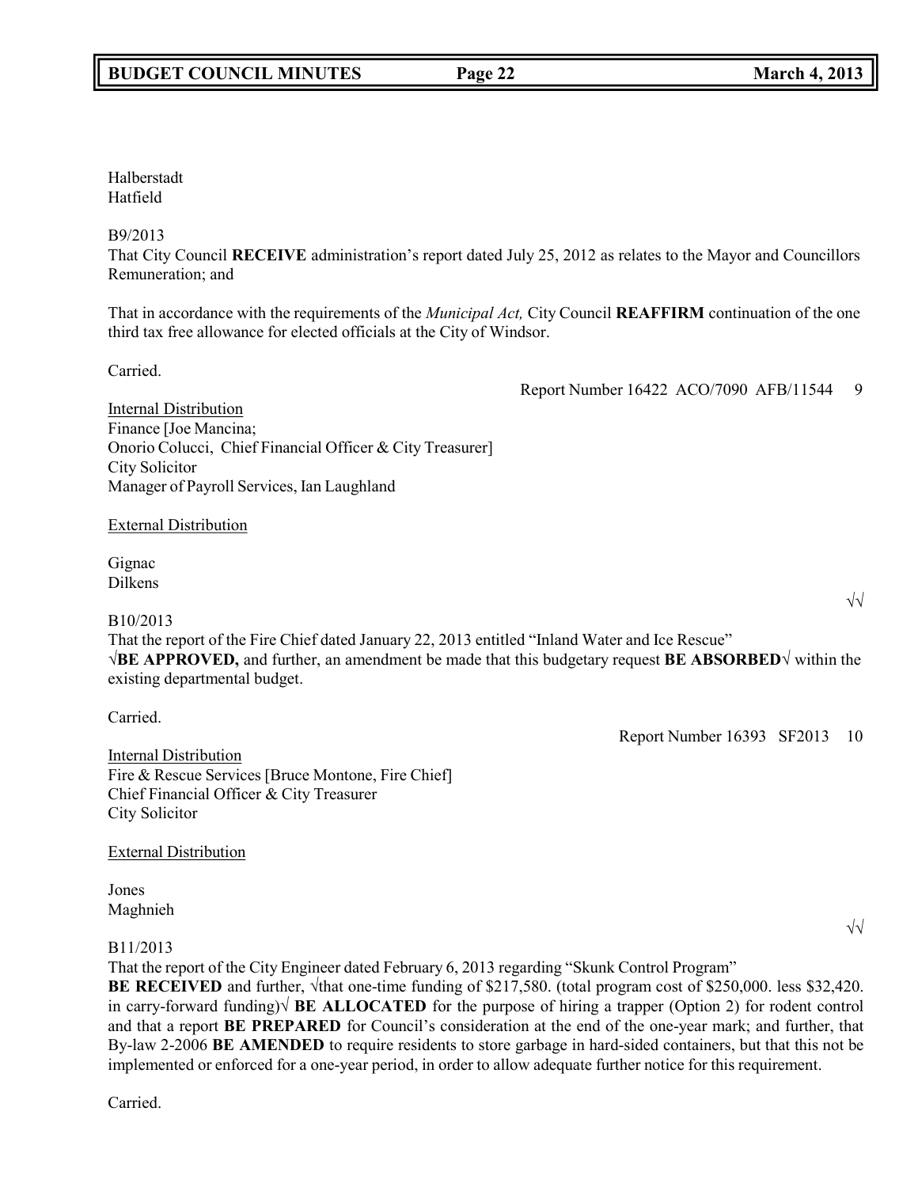Halberstadt
Hatfield

B9/2013
That City Council **RECEIVE** administration's report dated July 25, 2012 as relates to the Mayor and Councillors Remuneration; and

That in accordance with the requirements of the *Municipal Act,* City Council **REAFFIRM** continuation of the one third tax free allowance for elected officials at the City of Windsor.

Carried.

Report Number 16422 ACO/7090 AFB/11544 9

Internal Distribution
Finance [Joe Mancina;
Onorio Colucci, Chief Financial Officer & City Treasurer]
City Solicitor
Manager of Payroll Services, Ian Laughland

External Distribution

Gignac
Dilkens

√√

B10/2013
That the report of the Fire Chief dated January 22, 2013 entitled "Inland Water and Ice Rescue" √**BE APPROVED,** and further, an amendment be made that this budgetary request **BE ABSORBED**√ within the existing departmental budget.

Carried.

Report Number 16393 SF2013 10

Internal Distribution
Fire & Rescue Services [Bruce Montone, Fire Chief]
Chief Financial Officer & City Treasurer
City Solicitor

External Distribution

Jones
Maghnieh

√√

B11/2013
That the report of the City Engineer dated February 6, 2013 regarding "Skunk Control Program" **BE RECEIVED** and further, √that one-time funding of $217,580. (total program cost of $250,000. less $32,420. in carry-forward funding)√ **BE ALLOCATED** for the purpose of hiring a trapper (Option 2) for rodent control and that a report **BE PREPARED** for Council's consideration at the end of the one-year mark; and further, that By-law 2-2006 **BE AMENDED** to require residents to store garbage in hard-sided containers, but that this not be implemented or enforced for a one-year period, in order to allow adequate further notice for this requirement.

Carried.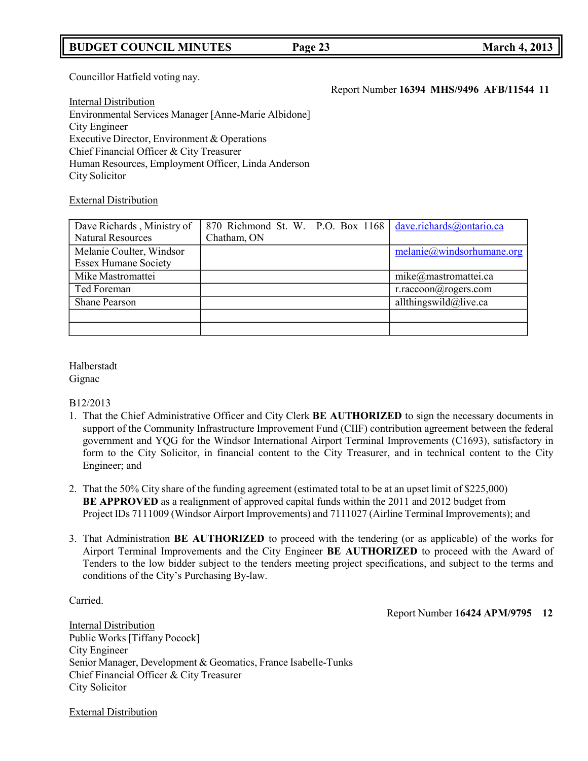Councillor Hatfield voting nay.

Report Number **16394 MHS/9496 AFB/11544 11**

Internal Distribution
Environmental Services Manager [Anne-Marie Albidone]
City Engineer
Executive Director, Environment & Operations
Chief Financial Officer & City Treasurer
Human Resources, Employment Officer, Linda Anderson
City Solicitor

External Distribution

| | | |
|---|---|---|
| Dave Richards , Ministry of Natural Resources | 870 Richmond St. W. P.O. Box 1168 Chatham, ON | dave.richards@ontario.ca |
| Melanie Coulter, Windsor Essex Humane Society | | melanie@windsorhumane.org |
| Mike Mastromattei | | mike@mastromattei.ca |
| Ted Foreman | | r.raccoon@rogers.com |
| Shane Pearson | | allthingswild@live.ca |
| | | |
| | | |

Halberstadt
Gignac

B12/2013

1. That the Chief Administrative Officer and City Clerk **BE AUTHORIZED** to sign the necessary documents in support of the Community Infrastructure Improvement Fund (CIIF) contribution agreement between the federal government and YQG for the Windsor International Airport Terminal Improvements (C1693), satisfactory in form to the City Solicitor, in financial content to the City Treasurer, and in technical content to the City Engineer; and

2. That the 50% City share of the funding agreement (estimated total to be at an upset limit of $225,000) **BE APPROVED** as a realignment of approved capital funds within the 2011 and 2012 budget from Project IDs 7111009 (Windsor Airport Improvements) and 7111027 (Airline Terminal Improvements); and

3. That Administration **BE AUTHORIZED** to proceed with the tendering (or as applicable) of the works for Airport Terminal Improvements and the City Engineer **BE AUTHORIZED** to proceed with the Award of Tenders to the low bidder subject to the tenders meeting project specifications, and subject to the terms and conditions of the City's Purchasing By-law.

Carried.

Report Number **16424 APM/9795 12**

Internal Distribution
Public Works [Tiffany Pocock]
City Engineer
Senior Manager, Development & Geomatics, France Isabelle-Tunks
Chief Financial Officer & City Treasurer
City Solicitor

External Distribution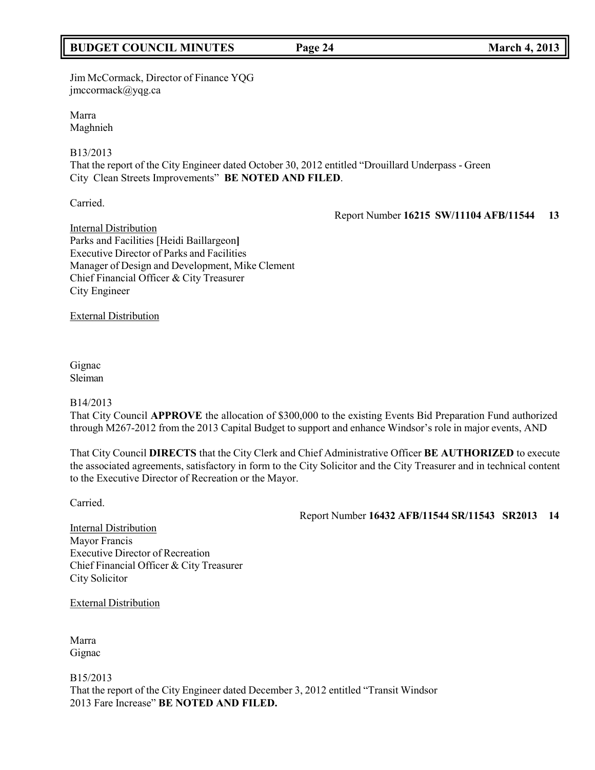Jim McCormack, Director of Finance YQG
jmccormack@yqg.ca

Marra
Maghnieh

B13/2013
That the report of the City Engineer dated October 30, 2012 entitled "Drouillard Underpass - Green City Clean Streets Improvements" **BE NOTED AND FILED**.

Carried.

Report Number **16215 SW/11104 AFB/11544 13**

Internal Distribution
Parks and Facilities [Heidi Baillargeon]
Executive Director of Parks and Facilities
Manager of Design and Development, Mike Clement
Chief Financial Officer & City Treasurer
City Engineer

External Distribution

Gignac
Sleiman

B14/2013
That City Council **APPROVE** the allocation of $300,000 to the existing Events Bid Preparation Fund authorized through M267-2012 from the 2013 Capital Budget to support and enhance Windsor's role in major events, AND

That City Council **DIRECTS** that the City Clerk and Chief Administrative Officer **BE AUTHORIZED** to execute the associated agreements, satisfactory in form to the City Solicitor and the City Treasurer and in technical content to the Executive Director of Recreation or the Mayor.

Carried.

Report Number **16432 AFB/11544 SR/11543 SR2013 14**

Internal Distribution
Mayor Francis
Executive Director of Recreation
Chief Financial Officer & City Treasurer
City Solicitor

External Distribution

Marra
Gignac

B15/2013
That the report of the City Engineer dated December 3, 2012 entitled "Transit Windsor 2013 Fare Increase" **BE NOTED AND FILED.**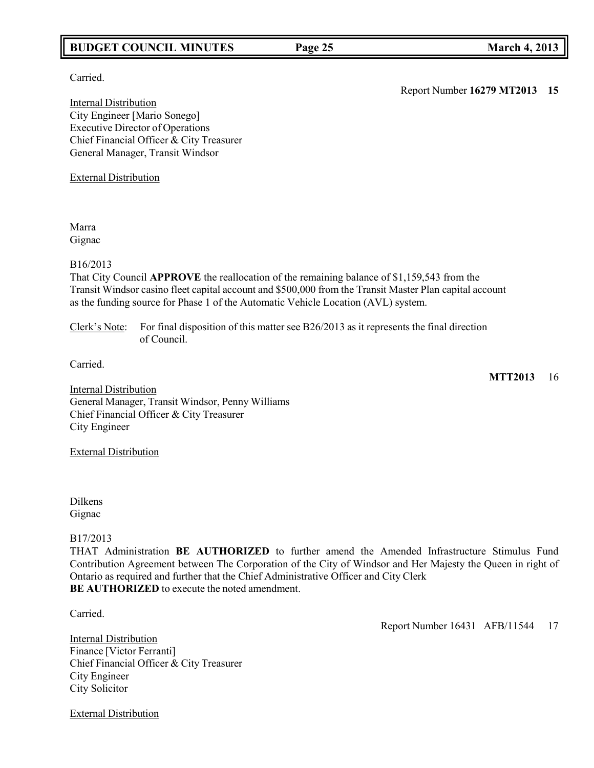Carried.

Report Number **16279 MT2013** **15**

Internal Distribution
City Engineer [Mario Sonego]
Executive Director of Operations
Chief Financial Officer & City Treasurer
General Manager, Transit Windsor

External Distribution

Marra
Gignac

B16/2013
That City Council **APPROVE** the reallocation of the remaining balance of $1,159,543 from the Transit Windsor casino fleet capital account and $500,000 from the Transit Master Plan capital account as the funding source for Phase 1 of the Automatic Vehicle Location (AVL) system.

Clerk's Note: For final disposition of this matter see B26/2013 as it represents the final direction of Council.

Carried.

**MTT2013** 16

Internal Distribution
General Manager, Transit Windsor, Penny Williams
Chief Financial Officer & City Treasurer
City Engineer

External Distribution

Dilkens
Gignac

B17/2013
THAT Administration **BE AUTHORIZED** to further amend the Amended Infrastructure Stimulus Fund Contribution Agreement between The Corporation of the City of Windsor and Her Majesty the Queen in right of Ontario as required and further that the Chief Administrative Officer and City Clerk **BE AUTHORIZED** to execute the noted amendment.

Carried.

Report Number 16431 AFB/11544 17

Internal Distribution
Finance [Victor Ferranti]
Chief Financial Officer & City Treasurer
City Engineer
City Solicitor

External Distribution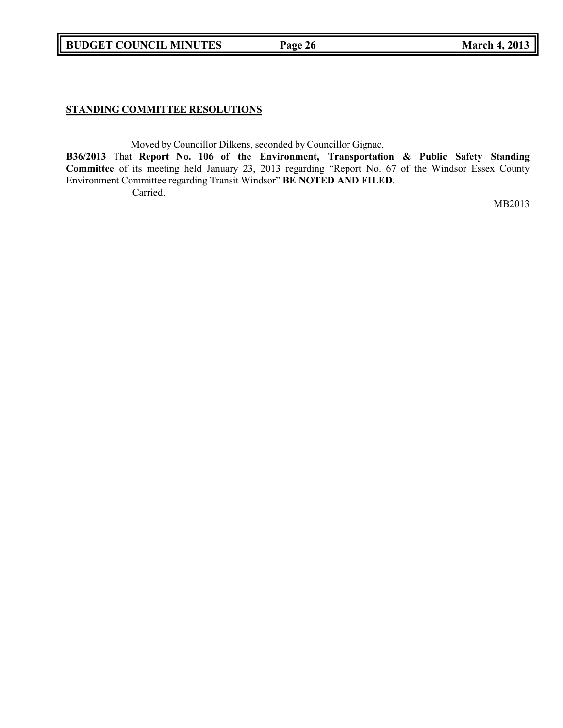**STANDING COMMITTEE RESOLUTIONS**

Moved by Councillor Dilkens, seconded by Councillor Gignac,

**B36/2013** That **Report No. 106 of the Environment, Transportation & Public Safety Standing Committee** of its meeting held January 23, 2013 regarding "Report No. 67 of the Windsor Essex County Environment Committee regarding Transit Windsor" **BE NOTED AND FILED**.

Carried.

MB2013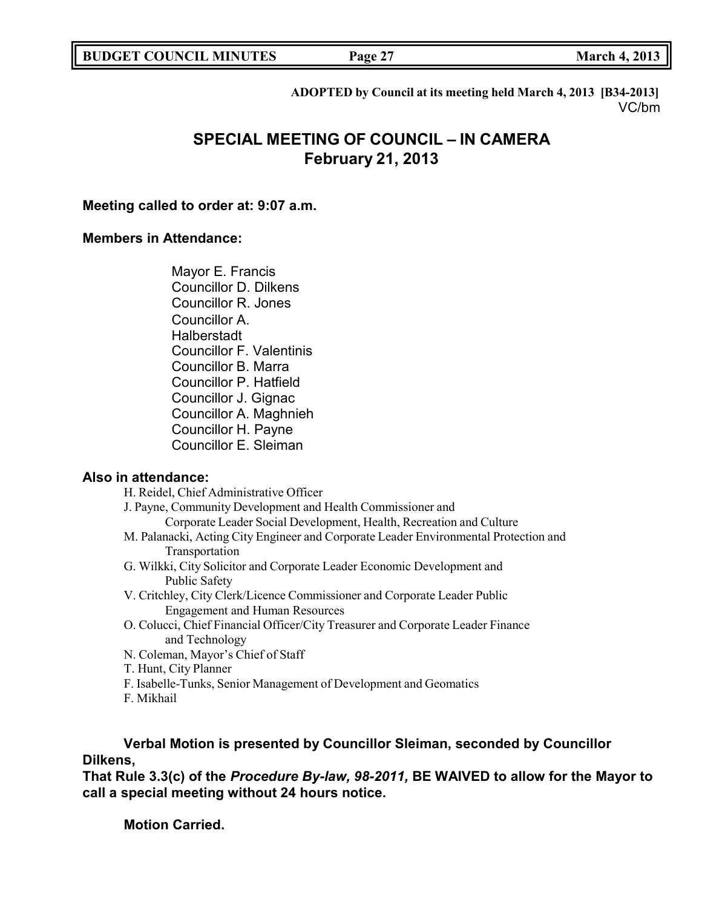**ADOPTED by Council at its meeting held March 4, 2013 [B34-2013]**
VC/bm

# SPECIAL MEETING OF COUNCIL – IN CAMERA
## February 21, 2013

**Meeting called to order at: 9:07 a.m.**

**Members in Attendance:**

Mayor E. Francis
Councillor D. Dilkens
Councillor R. Jones
Councillor A. Halberstadt
Councillor F. Valentinis
Councillor B. Marra
Councillor P. Hatfield
Councillor J. Gignac
Councillor A. Maghnieh
Councillor H. Payne
Councillor E. Sleiman

**Also in attendance:**

H. Reidel, Chief Administrative Officer
J. Payne, Community Development and Health Commissioner and Corporate Leader Social Development, Health, Recreation and Culture
M. Palanacki, Acting City Engineer and Corporate Leader Environmental Protection and Transportation
G. Wilkki, City Solicitor and Corporate Leader Economic Development and Public Safety
V. Critchley, City Clerk/Licence Commissioner and Corporate Leader Public Engagement and Human Resources
O. Colucci, Chief Financial Officer/City Treasurer and Corporate Leader Finance and Technology
N. Coleman, Mayor's Chief of Staff
T. Hunt, City Planner
F. Isabelle-Tunks, Senior Management of Development and Geomatics
F. Mikhail

**Verbal Motion is presented by Councillor Sleiman, seconded by Councillor Dilkens,**
**That Rule 3.3(c) of the *Procedure By-law, 98-2011,* BE WAIVED to allow for the Mayor to call a special meeting without 24 hours notice.**

**Motion Carried.**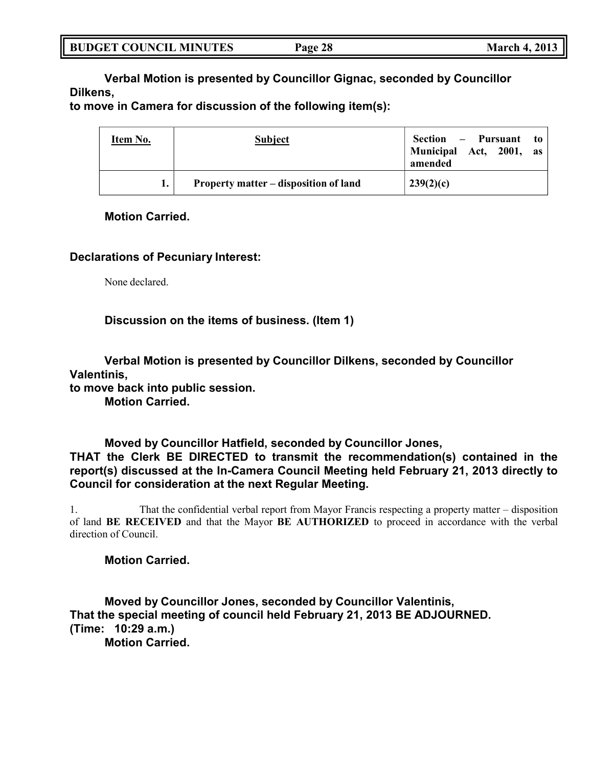**Verbal Motion is presented by Councillor Gignac, seconded by Councillor Dilkens,**
**to move in Camera for discussion of the following item(s):**

| Item No. | Subject | Section – Pursuant to Municipal Act, 2001, as amended |
|---|---|---|
| 1. | Property matter – disposition of land | 239(2)(c) |

**Motion Carried.**

**Declarations of Pecuniary Interest:**

None declared.

**Discussion on the items of business. (Item 1)**

**Verbal Motion is presented by Councillor Dilkens, seconded by Councillor Valentinis,**
**to move back into public session.**
**Motion Carried.**

**Moved by Councillor Hatfield, seconded by Councillor Jones,**
**THAT the Clerk BE DIRECTED to transmit the recommendation(s) contained in the report(s) discussed at the In-Camera Council Meeting held February 21, 2013 directly to Council for consideration at the next Regular Meeting.**

1. That the confidential verbal report from Mayor Francis respecting a property matter – disposition of land **BE RECEIVED** and that the Mayor **BE AUTHORIZED** to proceed in accordance with the verbal direction of Council.

**Motion Carried.**

**Moved by Councillor Jones, seconded by Councillor Valentinis,**
**That the special meeting of council held February 21, 2013 BE ADJOURNED.**
**(Time: 10:29 a.m.)**
**Motion Carried.**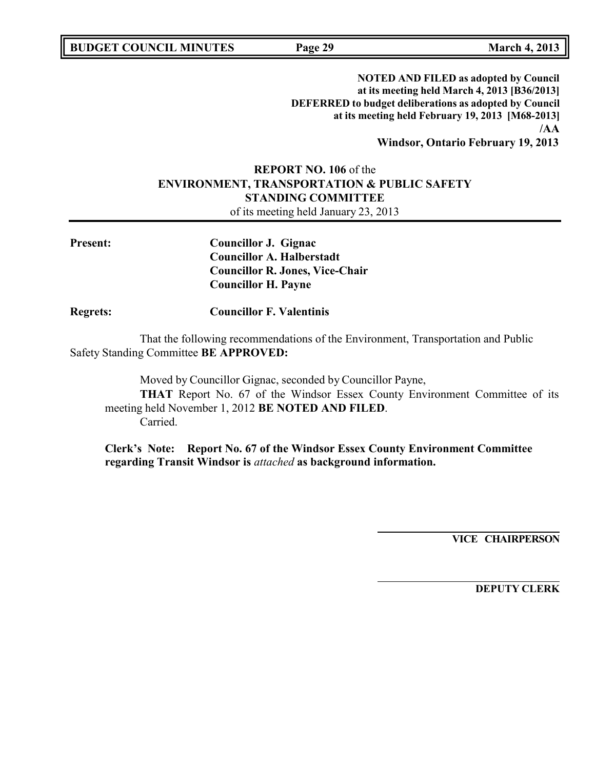**NOTED AND FILED as adopted by Council at its meeting held March 4, 2013 [B36/2013]**
**DEFERRED to budget deliberations as adopted by Council at its meeting held February 19, 2013 [M68-2013]**
**/AA**
**Windsor, Ontario February 19, 2013**

## REPORT NO. 106 of the ENVIRONMENT, TRANSPORTATION & PUBLIC SAFETY STANDING COMMITTEE

of its meeting held January 23, 2013

**Present:** **Councillor J. Gignac**
**Councillor A. Halberstadt**
**Councillor R. Jones, Vice-Chair**
**Councillor H. Payne**

**Regrets:** **Councillor F. Valentinis**

That the following recommendations of the Environment, Transportation and Public Safety Standing Committee **BE APPROVED:**

Moved by Councillor Gignac, seconded by Councillor Payne,

**THAT** Report No. 67 of the Windsor Essex County Environment Committee of its meeting held November 1, 2012 **BE NOTED AND FILED**.

Carried.

**Clerk's Note: Report No. 67 of the Windsor Essex County Environment Committee regarding Transit Windsor is** ***attached*** **as background information.**

**VICE CHAIRPERSON**

**DEPUTY CLERK**